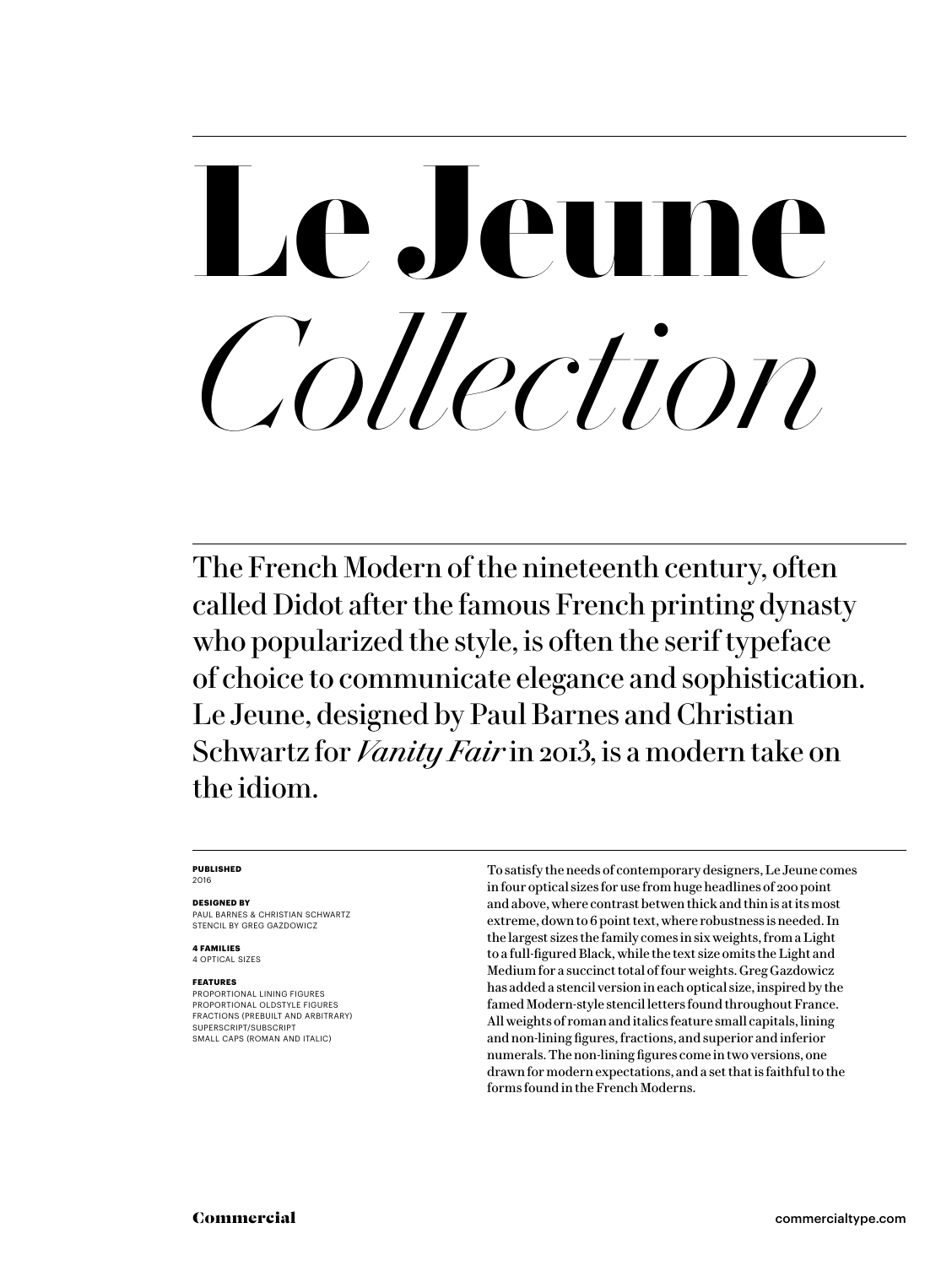# Le Jeune *Collection*

The French Modern of the nineteenth century, often called Didot after the famous French printing dynasty who popularized the style, is often the serif typeface of choice to communicate elegance and sophistication. Le Jeune, designed by Paul Barnes and Christian Schwartz for *Vanity Fair* in 2013, is a modern take on the idiom.

**PUBLISHED**
2016

**DESIGNED BY**
PAUL BARNES & CHRISTIAN SCHWARTZ
STENCIL BY GREG GAZDOWICZ

**4 FAMILIES**
4 OPTICAL SIZES

**FEATURES**
PROPORTIONAL LINING FIGURES
PROPORTIONAL OLDSTYLE FIGURES
FRACTIONS (PREBUILT AND ARBITRARY)
SUPERSCRIPT/SUBSCRIPT
SMALL CAPS (ROMAN AND ITALIC)

To satisfy the needs of contemporary designers, Le Jeune comes in four optical sizes for use from huge headlines of 200 point and above, where contrast betwen thick and thin is at its most extreme, down to 6 point text, where robustness is needed. In the largest sizes the family comes in six weights, from a Light to a full-figured Black, while the text size omits the Light and Medium for a succinct total of four weights. Greg Gazdowicz has added a stencil version in each optical size, inspired by the famed Modern-style stencil letters found throughout France. All weights of roman and italics feature small capitals, lining and non-lining figures, fractions, and superior and inferior numerals. The non-lining figures come in two versions, one drawn for modern expectations, and a set that is faithful to the forms found in the French Moderns.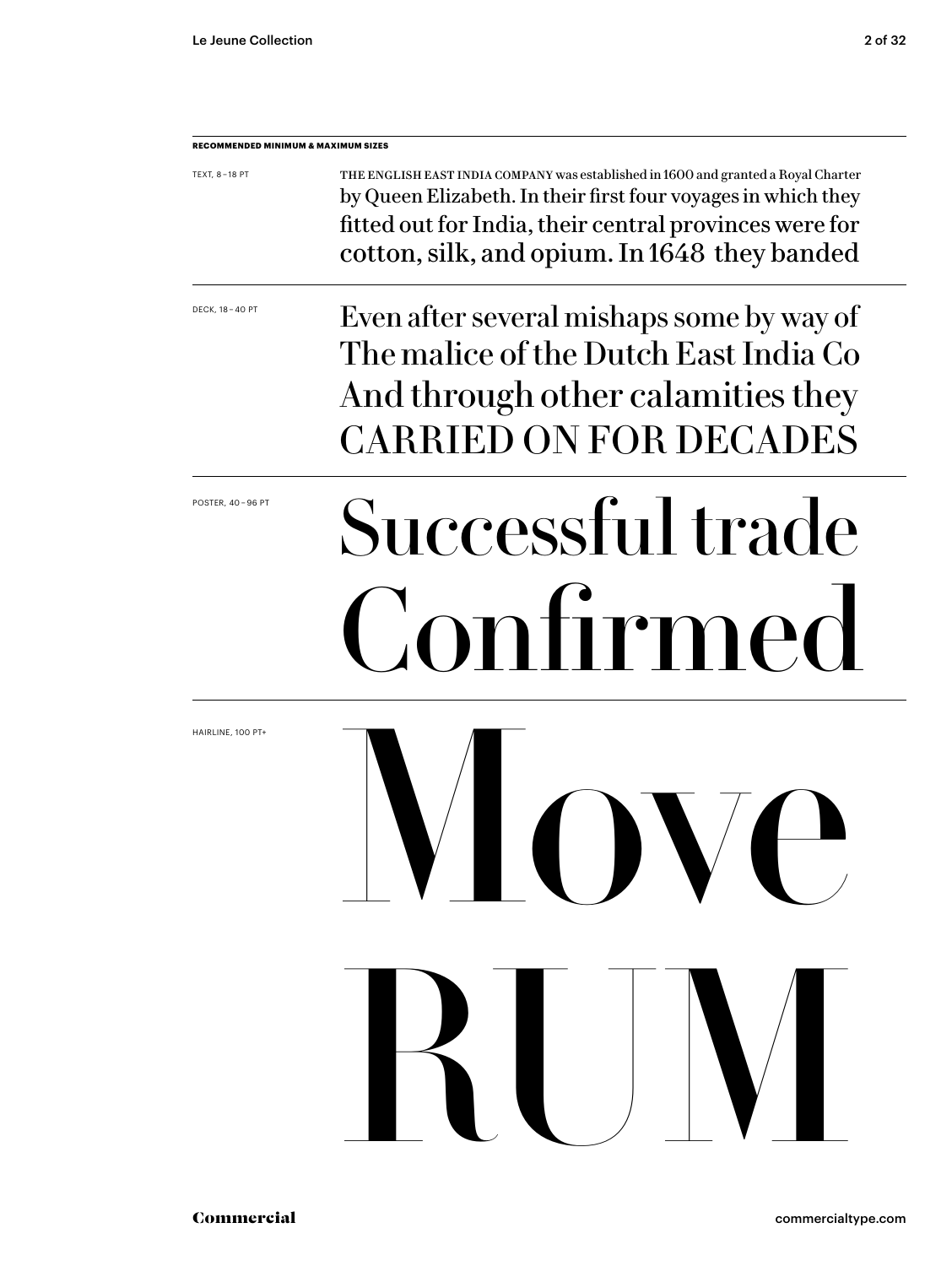**RECOMMENDED MINIMUM & MAXIMUM SIZES**

TEXT, 8 – 18 PT

THE ENGLISH EAST INDIA COMPANY was established in 1600 and granted a Royal Charter by Queen Elizabeth. In their first four voyages in which they fitted out for India, their central provinces were for cotton, silk, and opium. In 1648 they banded

DECK, 18 – 40 PT

Even after several mishaps some by way of The malice of the Dutch East India Co And through other calamities they CARRIED ON FOR DECADES

POSTER, 40 – 96 PT

Successful trade Confirmed

HAIRLINE, 100 PT+

Move RUM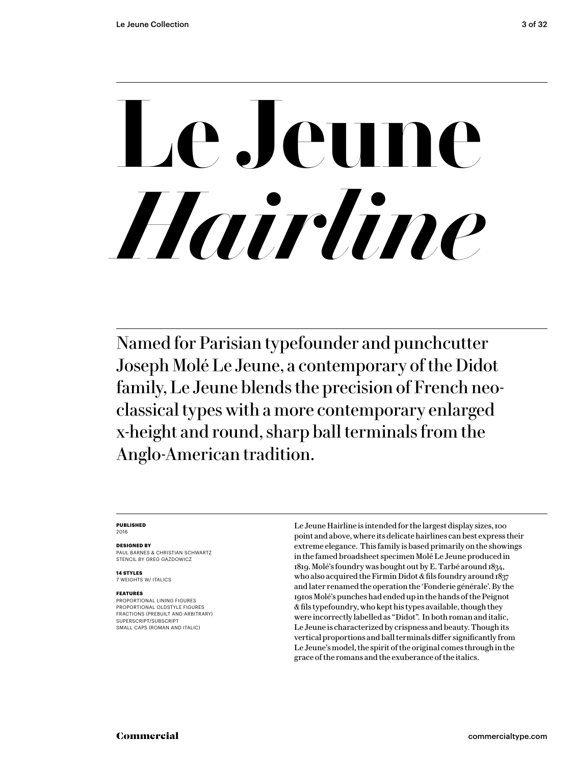# Le Jeune *Hairline*

Named for Parisian typefounder and punchcutter Joseph Molé Le Jeune, a contemporary of the Didot family, Le Jeune blends the precision of French neo-classical types with a more contemporary enlarged x-height and round, sharp ball terminals from the Anglo-American tradition.

**PUBLISHED**
2016

**DESIGNED BY**
PAUL BARNES & CHRISTIAN SCHWARTZ
STENCIL BY GREG GAZDOWICZ

**14 STYLES**
7 WEIGHTS W/ ITALICS

**FEATURES**
PROPORTIONAL LINING FIGURES
PROPORTIONAL OLDSTYLE FIGURES
FRACTIONS (PREBUILT AND ARBITRARY)
SUPERSCRIPT/SUBSCRIPT
SMALL CAPS (ROMAN AND ITALIC)

Le Jeune Hairline is intended for the largest display sizes, 100 point and above, where its delicate hairlines can best express their extreme elegance. This family is based primarily on the showings in the famed broadsheet specimen Molé Le Jeune produced in 1819. Molé's foundry was bought out by E. Tarbé around 1834, who also acquired the Firmin Didot & fils foundry around 1837 and later renamed the operation the 'Fonderie générale'. By the 1910s Molé's punches had ended up in the hands of the Peignot & fils typefoundry, who kept his types available, though they were incorrectly labelled as "Didot". In both roman and italic, Le Jeune is characterized by crispness and beauty. Though its vertical proportions and ball terminals differ significantly from Le Jeune's model, the spirit of the original comes through in the grace of the romans and the exuberance of the italics.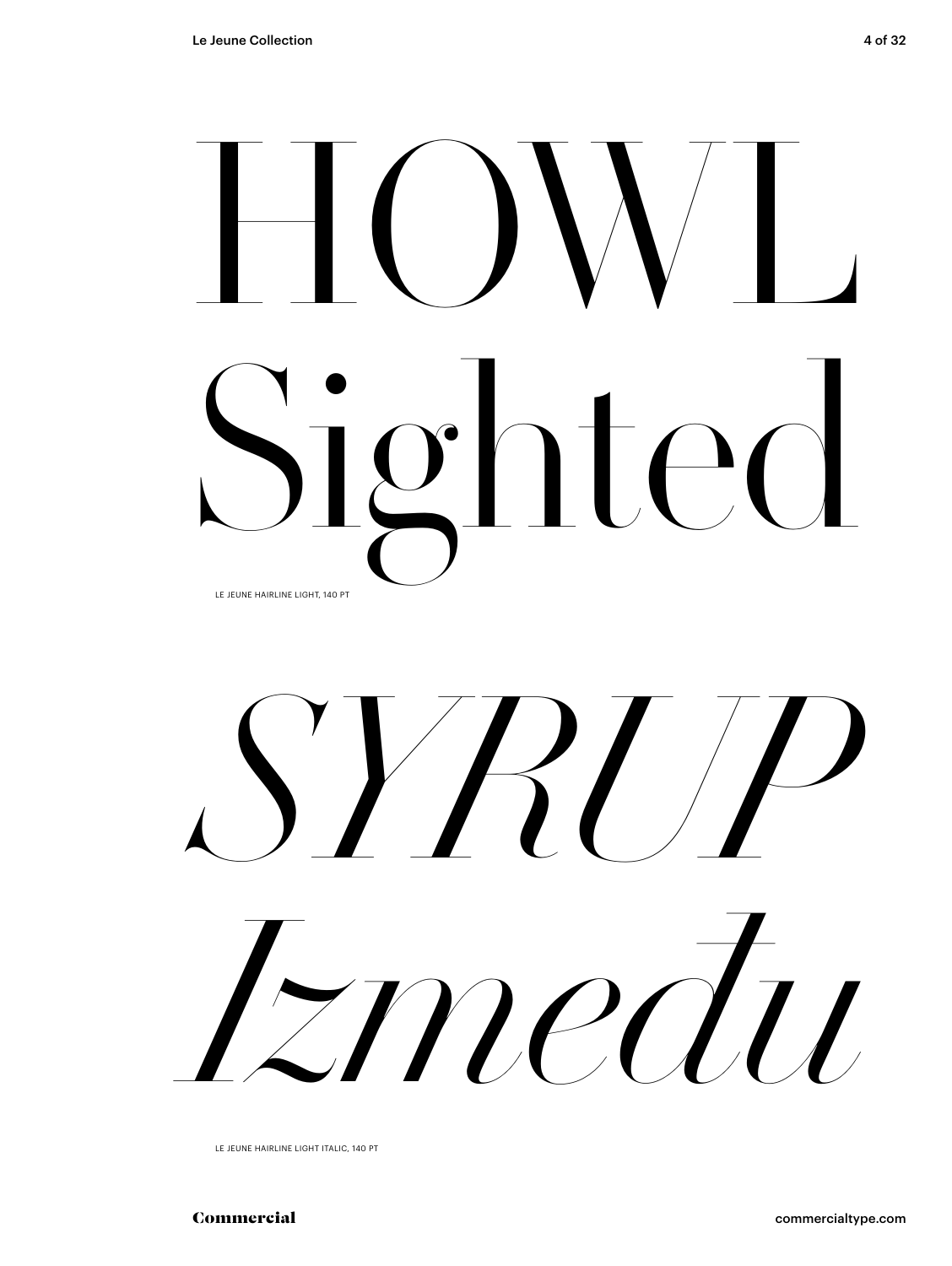HOWL
Sighted

LE JEUNE HAIRLINE LIGHT, 140 PT

*SYRUP*
*Između*

LE JEUNE HAIRLINE LIGHT ITALIC, 140 PT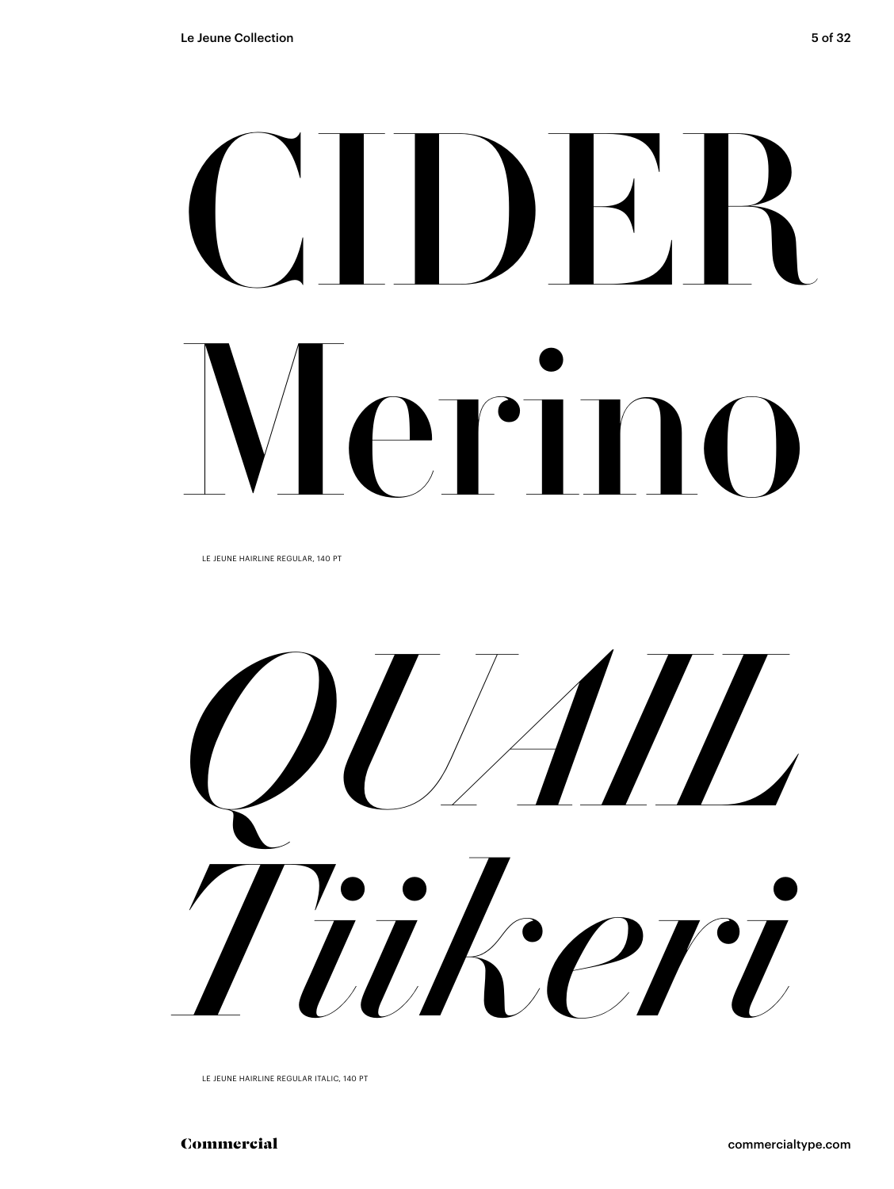# CIDER Merino

LE JEUNE HAIRLINE REGULAR, 140 PT

# *QUAIL Tiikeri*

LE JEUNE HAIRLINE REGULAR ITALIC, 140 PT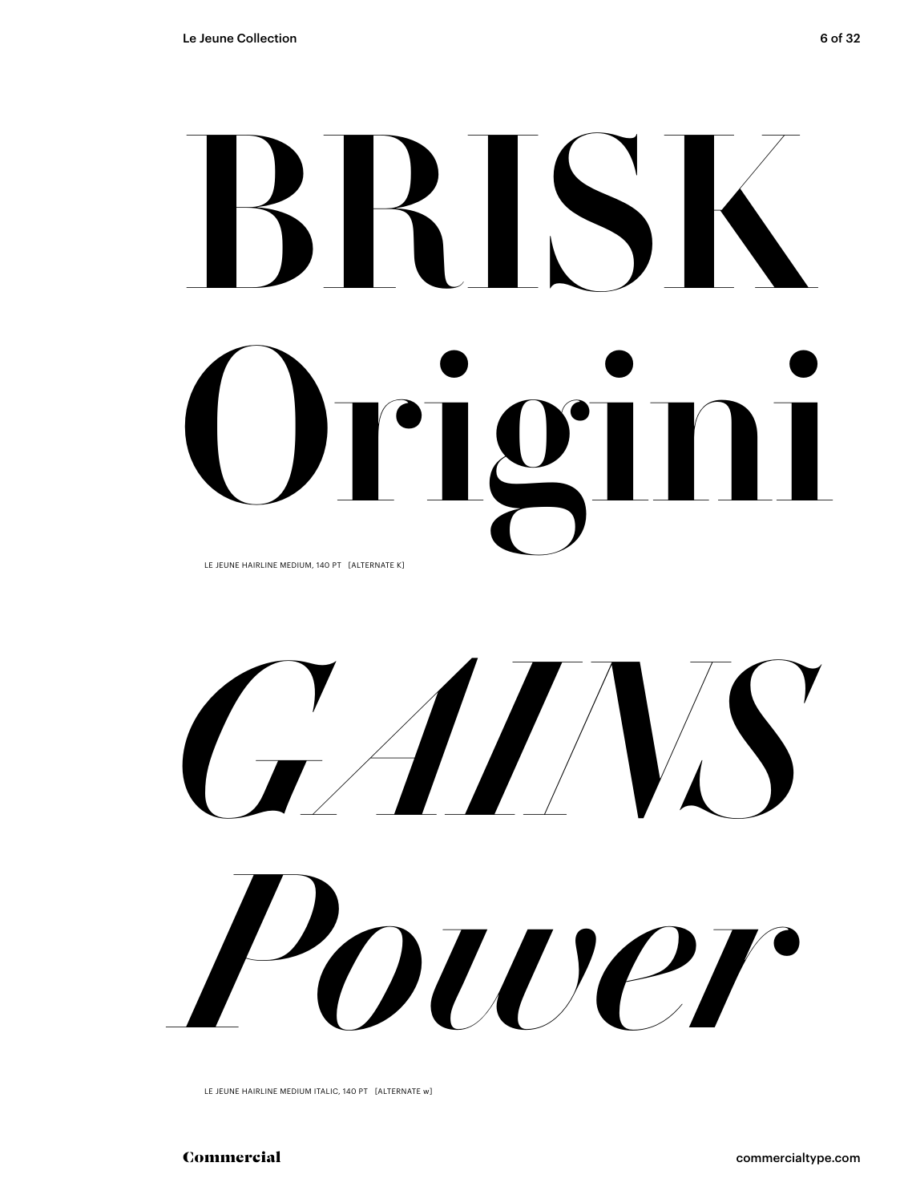# BRISK Origini

LE JEUNE HAIRLINE MEDIUM, 140 PT [ALTERNATE K]

# *GAINS Power*

LE JEUNE HAIRLINE MEDIUM ITALIC, 140 PT [ALTERNATE w]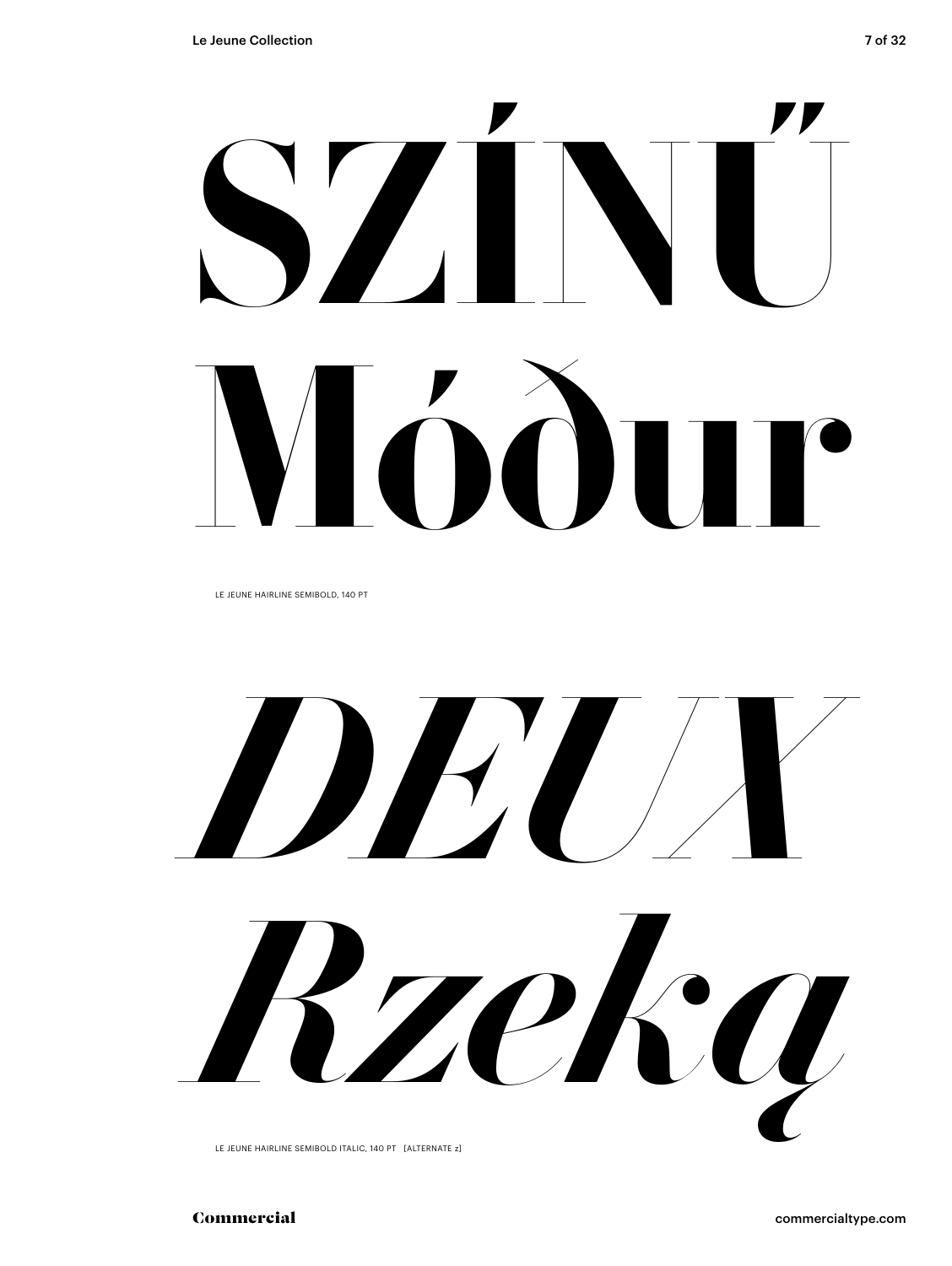# SZÍNŰ
# Móður

LE JEUNE HAIRLINE SEMIBOLD, 140 PT

# *DEUX*
# *Rzeką*

LE JEUNE HAIRLINE SEMIBOLD ITALIC, 140 PT [ALTERNATE z]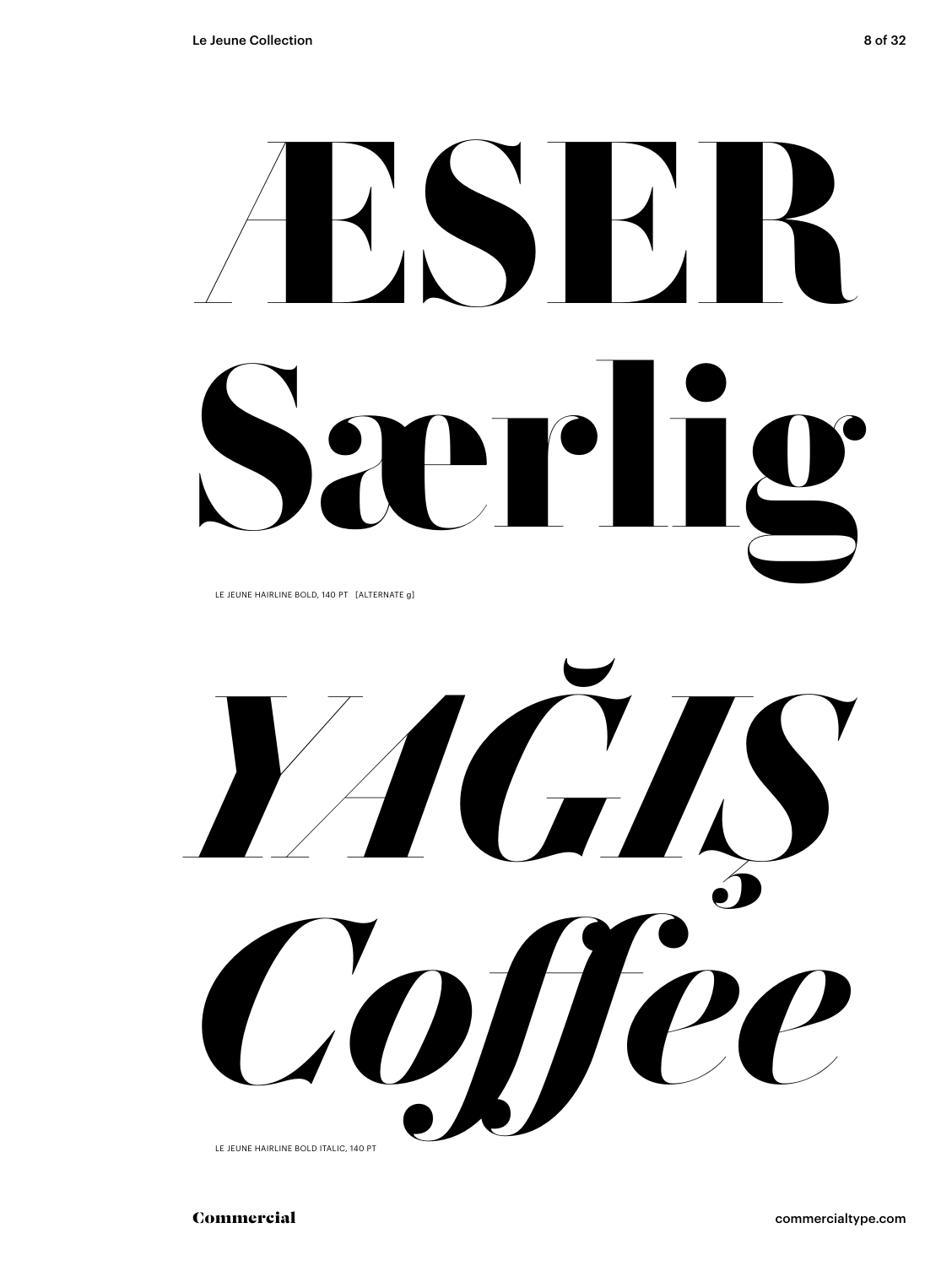# ÆSER Særlig

LE JEUNE HAIRLINE BOLD, 140 PT [ALTERNATE g]

*YAĞIŞ Coffee*

LE JEUNE HAIRLINE BOLD ITALIC, 140 PT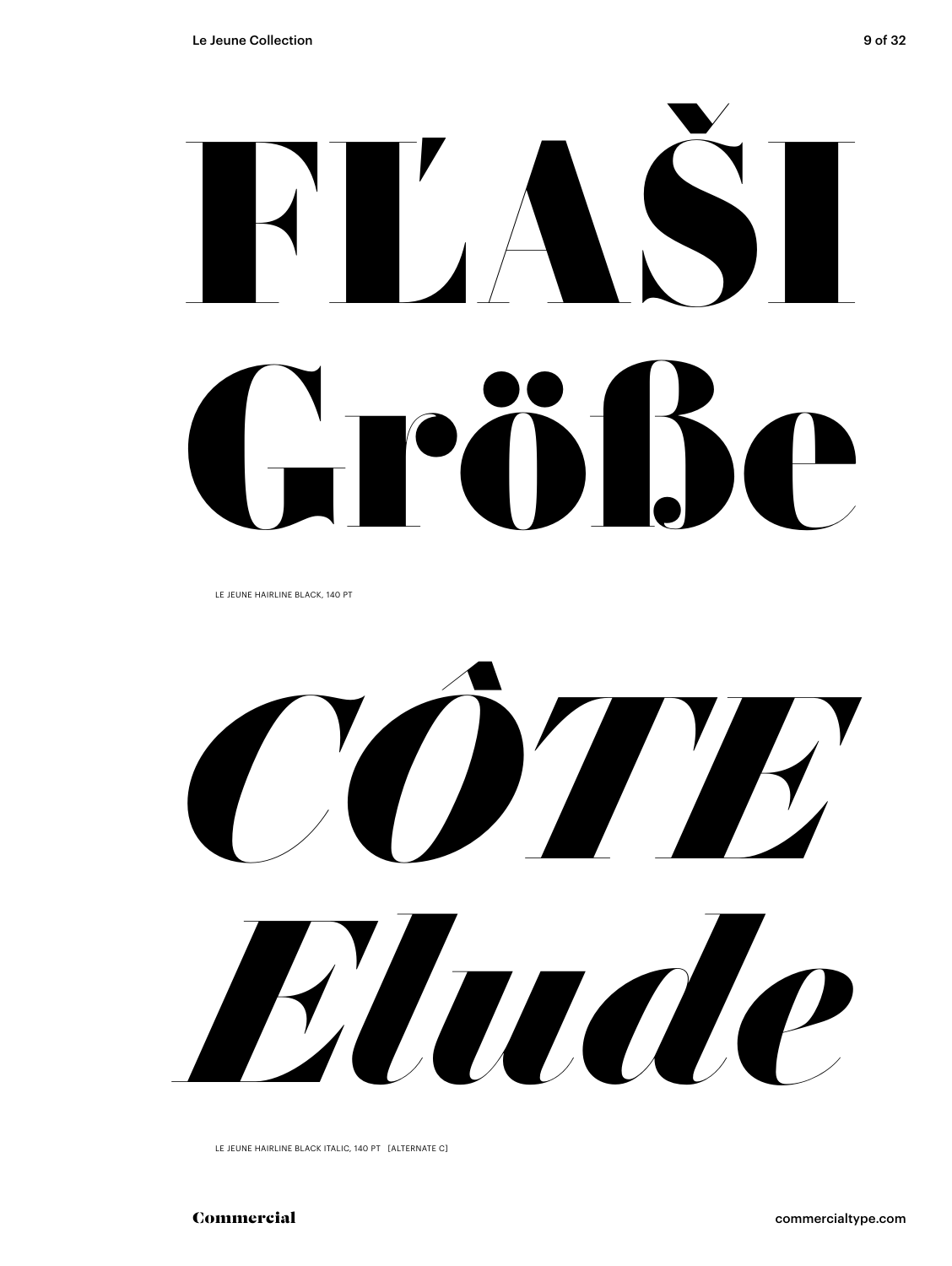# FĽAŠI Größe

LE JEUNE HAIRLINE BLACK, 140 PT

# *CÔTE Elude*

LE JEUNE HAIRLINE BLACK ITALIC, 140 PT [ALTERNATE C]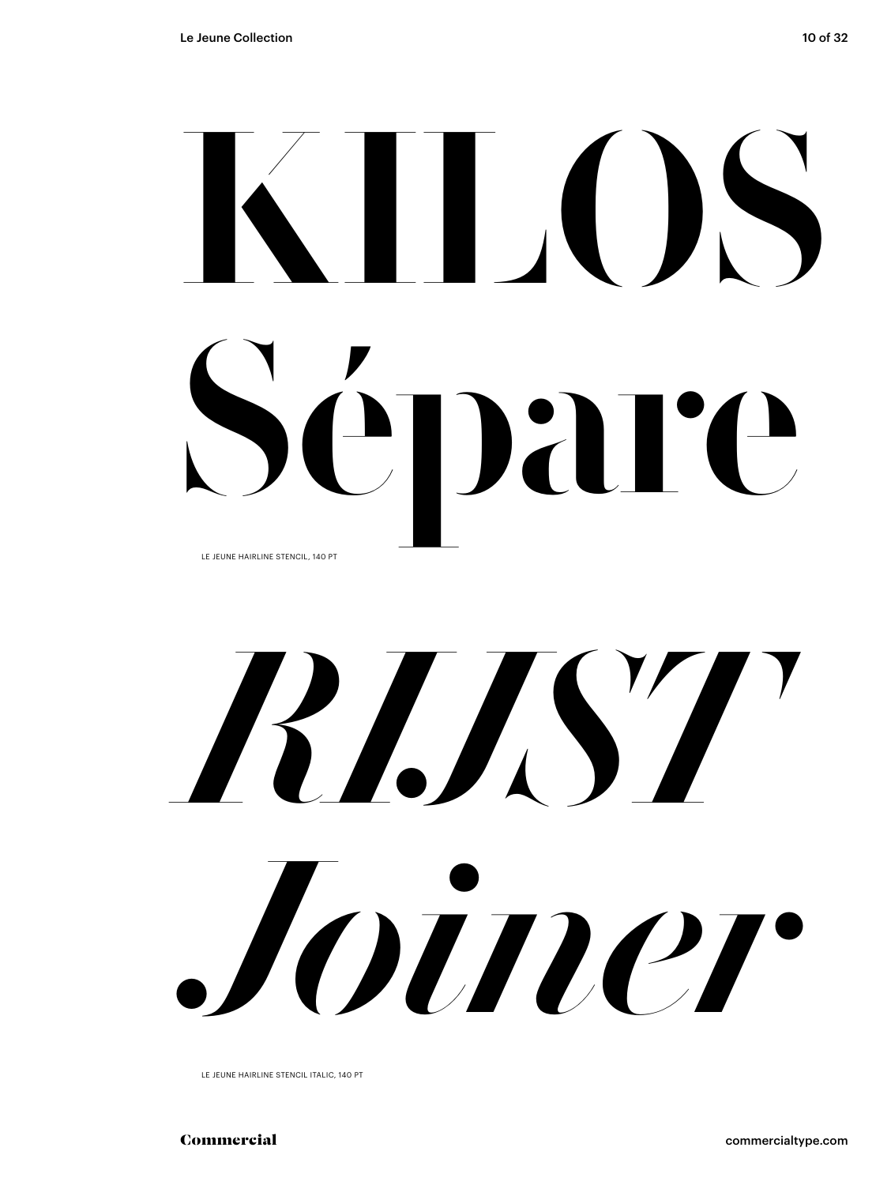KILOS
Sépare

LE JEUNE HAIRLINE STENCIL, 140 PT

*RIJST*
*Joiner*

LE JEUNE HAIRLINE STENCIL ITALIC, 140 PT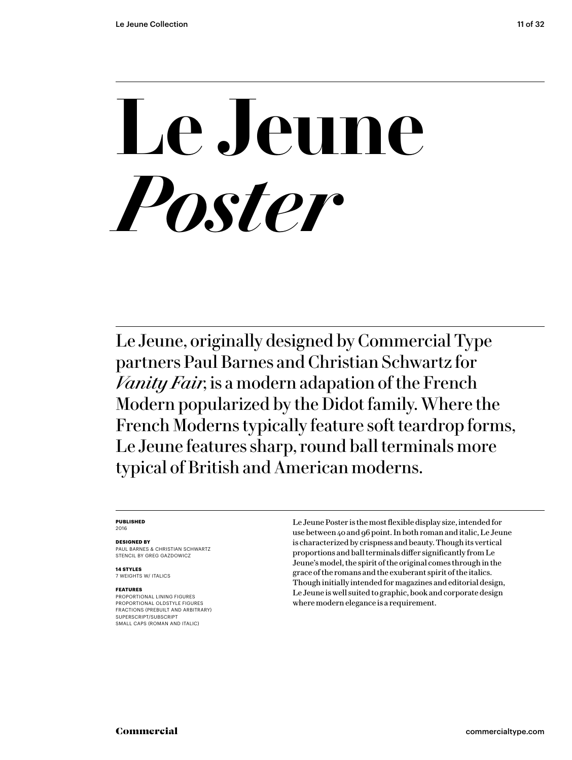# Le Jeune *Poster*

Le Jeune, originally designed by Commercial Type partners Paul Barnes and Christian Schwartz for *Vanity Fair*, is a modern adapation of the French Modern popularized by the Didot family. Where the French Moderns typically feature soft teardrop forms, Le Jeune features sharp, round ball terminals more typical of British and American moderns.

**PUBLISHED**
2016

**DESIGNED BY**
PAUL BARNES & CHRISTIAN SCHWARTZ
STENCIL BY GREG GAZDOWICZ

**14 STYLES**
7 WEIGHTS W/ ITALICS

**FEATURES**
PROPORTIONAL LINING FIGURES
PROPORTIONAL OLDSTYLE FIGURES
FRACTIONS (PREBUILT AND ARBITRARY)
SUPERSCRIPT/SUBSCRIPT
SMALL CAPS (ROMAN AND ITALIC)

Le Jeune Poster is the most flexible display size, intended for use between 40 and 96 point. In both roman and italic, Le Jeune is characterized by crispness and beauty. Though its vertical proportions and ball terminals differ significantly from Le Jeune's model, the spirit of the original comes through in the grace of the romans and the exuberant spirit of the italics. Though initially intended for magazines and editorial design, Le Jeune is well suited to graphic, book and corporate design where modern elegance is a requirement.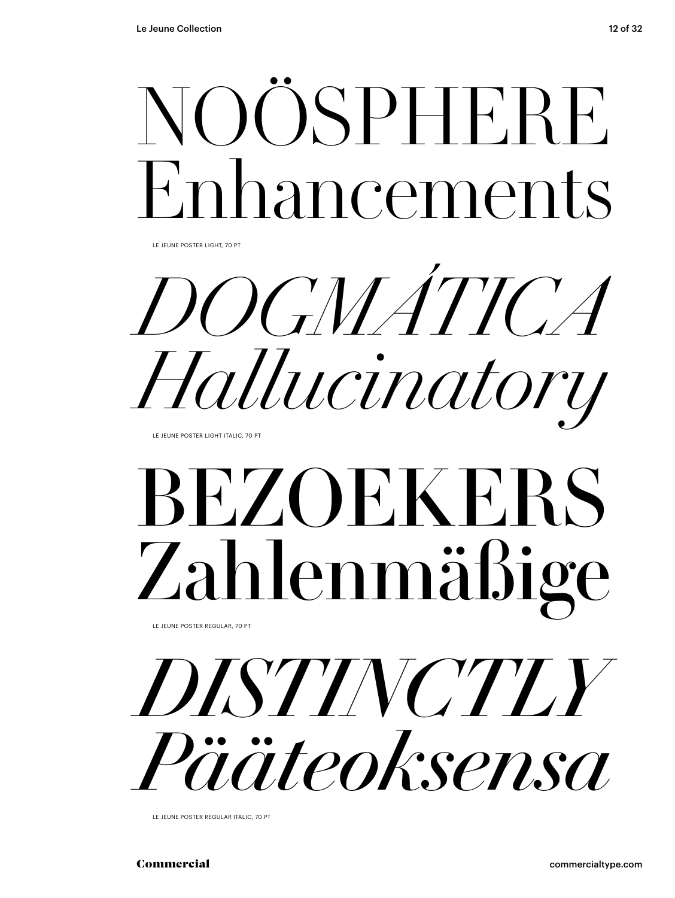NOÖSPHERE
Enhancements

LE JEUNE POSTER LIGHT, 70 PT

*DOGMÁTICA*
*Hallucinatory*

LE JEUNE POSTER LIGHT ITALIC, 70 PT

BEZOEKERS
Zahlenmäßige

LE JEUNE POSTER REGULAR, 70 PT

*DISTINCTLY*
*Pääteoksensa*

LE JEUNE POSTER REGULAR ITALIC, 70 PT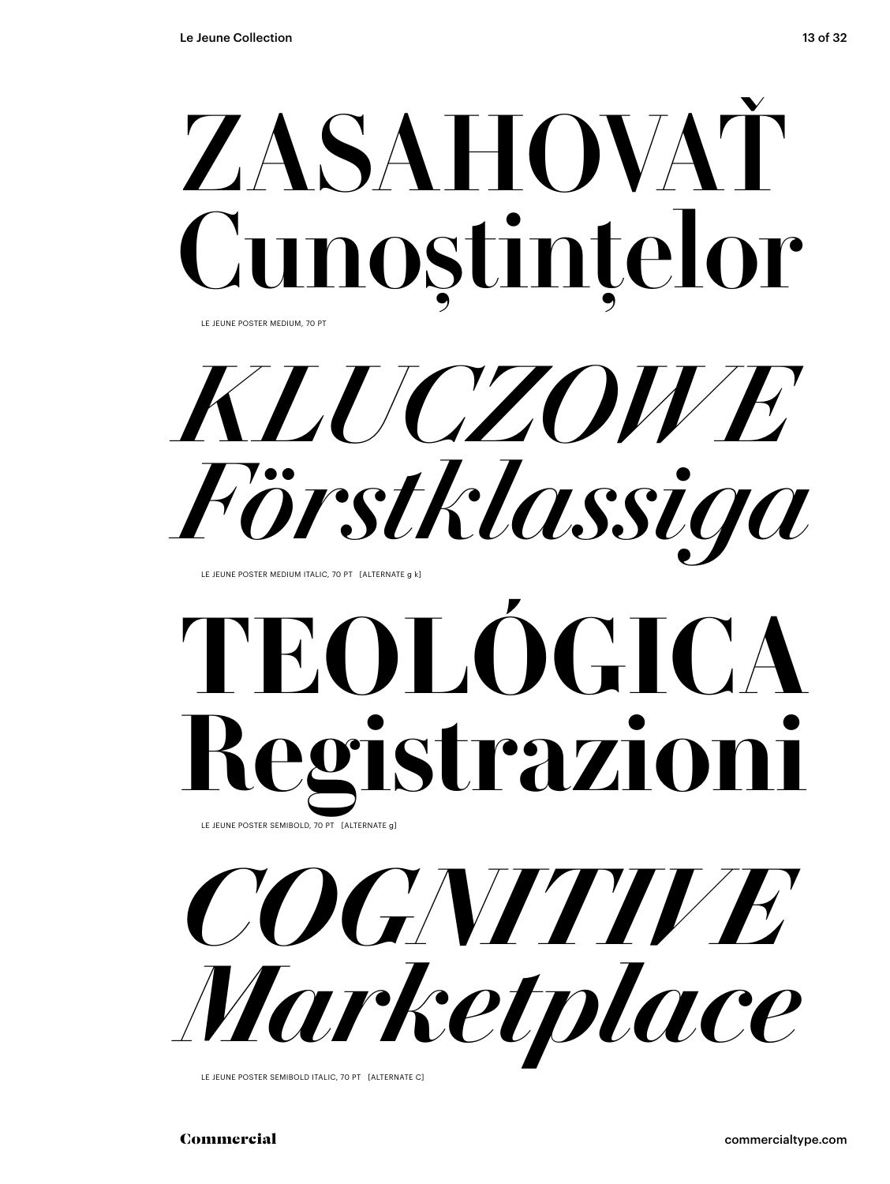ZASAHOVAŤ
Cunoștințelor

LE JEUNE POSTER MEDIUM, 70 PT

*KLUCZOWE*
*Förstklassiga*

LE JEUNE POSTER MEDIUM ITALIC, 70 PT [ALTERNATE g k]

**TEOLÓGICA**
**Registrazioni**

LE JEUNE POSTER SEMIBOLD, 70 PT [ALTERNATE g]

***COGNITIVE***
***Marketplace***

LE JEUNE POSTER SEMIBOLD ITALIC, 70 PT [ALTERNATE C]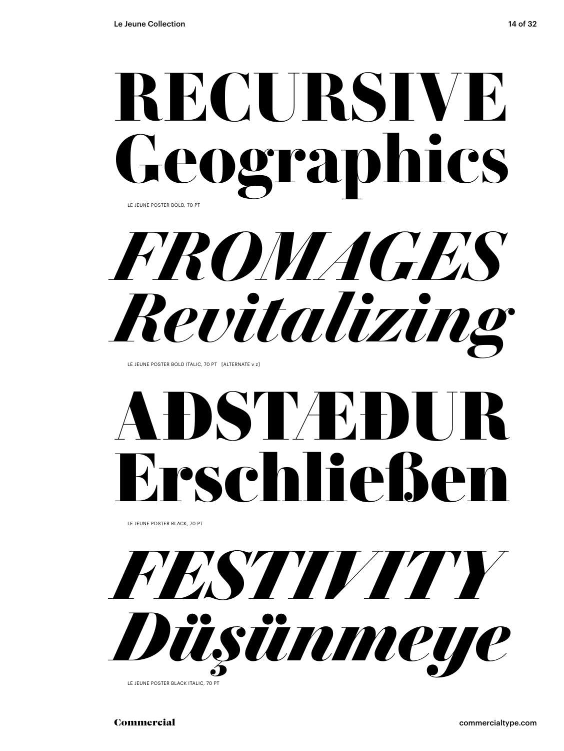# RECURSIVE Geographics

LE JEUNE POSTER BOLD, 70 PT

# *FROMAGES Revitalizing*

LE JEUNE POSTER BOLD ITALIC, 70 PT [ALTERNATE v z]

# AÐSTÆÐUR Erschließen

LE JEUNE POSTER BLACK, 70 PT

# *FESTIVITY Düşünmeye*

LE JEUNE POSTER BLACK ITALIC, 70 PT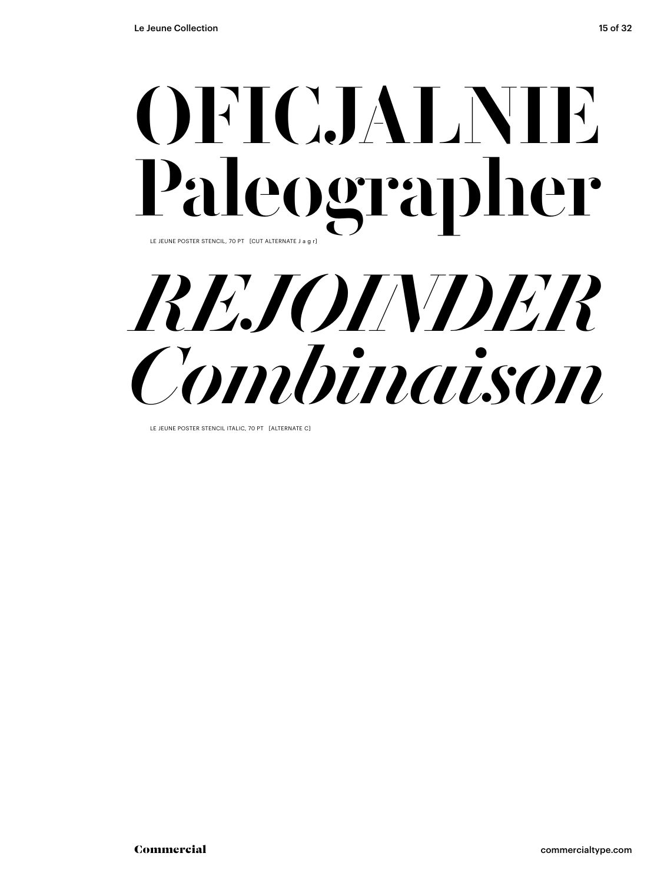# OFICJALNIE Paleographer

LE JEUNE POSTER STENCIL, 70 PT [CUT ALTERNATE J a g r]

# *REJOINDER Combinaison*

LE JEUNE POSTER STENCIL ITALIC, 70 PT [ALTERNATE C]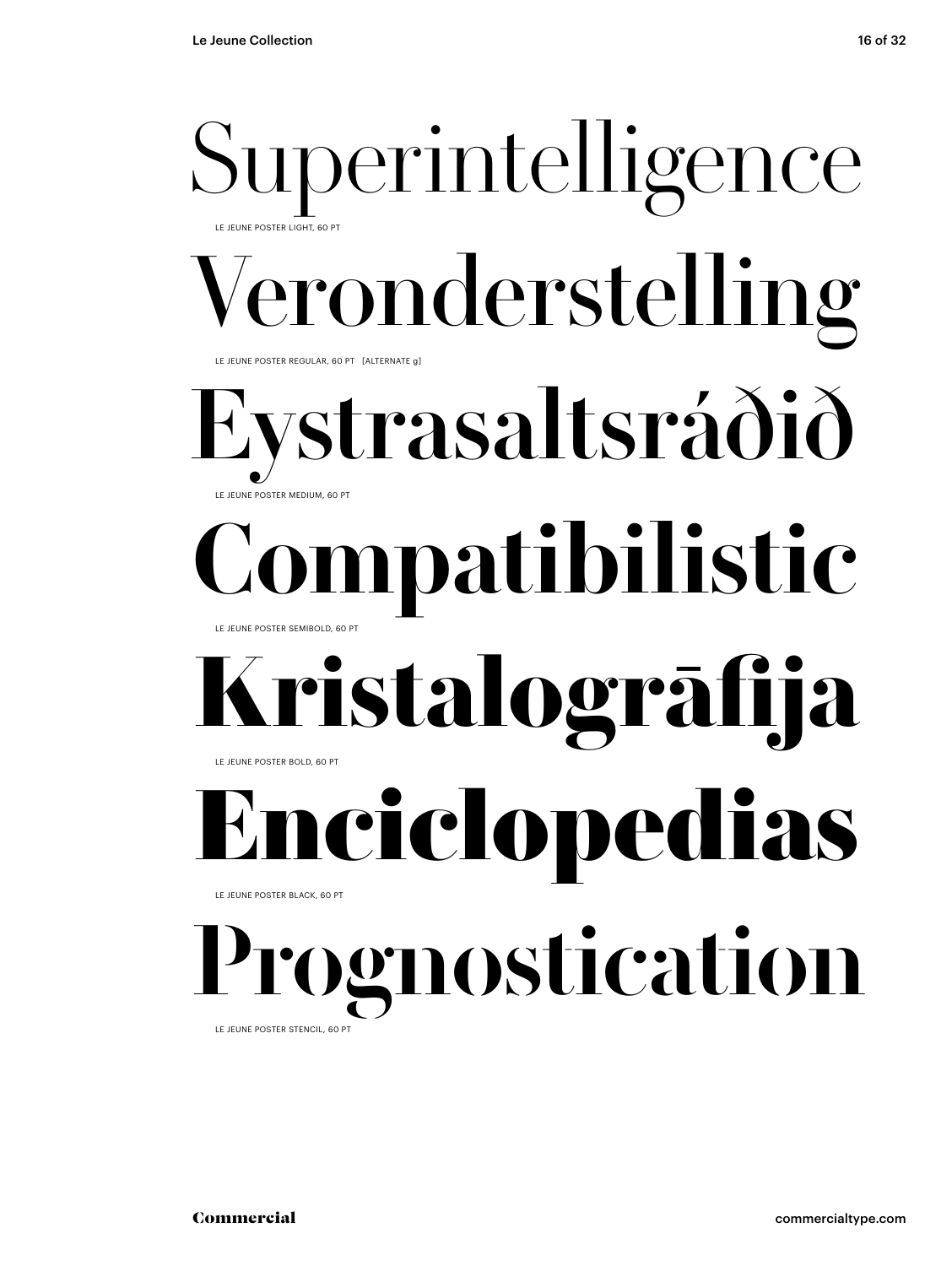Superintelligence

LE JEUNE POSTER LIGHT, 60 PT

Veronderstelling

LE JEUNE POSTER REGULAR, 60 PT [ALTERNATE g]

Eystrasaltsráðið

LE JEUNE POSTER MEDIUM, 60 PT

Compatibilistic

LE JEUNE POSTER SEMIBOLD, 60 PT

Kristalogrāfija

LE JEUNE POSTER BOLD, 60 PT

Enciclopedias

LE JEUNE POSTER BLACK, 60 PT

Prognostication

LE JEUNE POSTER STENCIL, 60 PT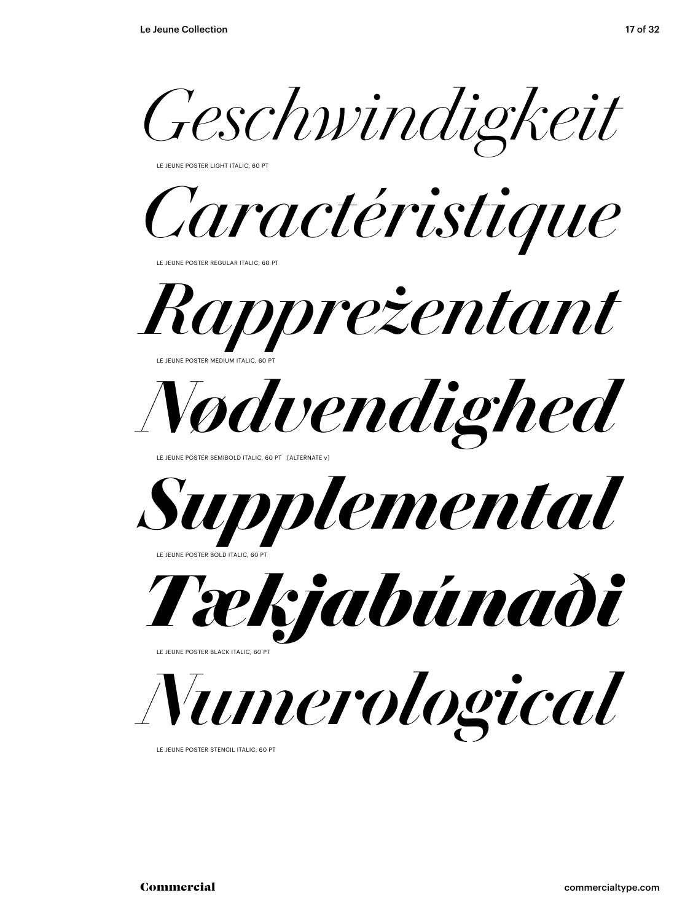*Geschwindigkeit*

LE JEUNE POSTER LIGHT ITALIC, 60 PT

*Caractéristique*

LE JEUNE POSTER REGULAR ITALIC, 60 PT

*Rapprezentant*

LE JEUNE POSTER MEDIUM ITALIC, 60 PT

*Nødvendighed*

LE JEUNE POSTER SEMIBOLD ITALIC, 60 PT [ALTERNATE v]

*Supplemental*

LE JEUNE POSTER BOLD ITALIC, 60 PT

*Tækjabúnaði*

LE JEUNE POSTER BLACK ITALIC, 60 PT

*Numerological*

LE JEUNE POSTER STENCIL ITALIC, 60 PT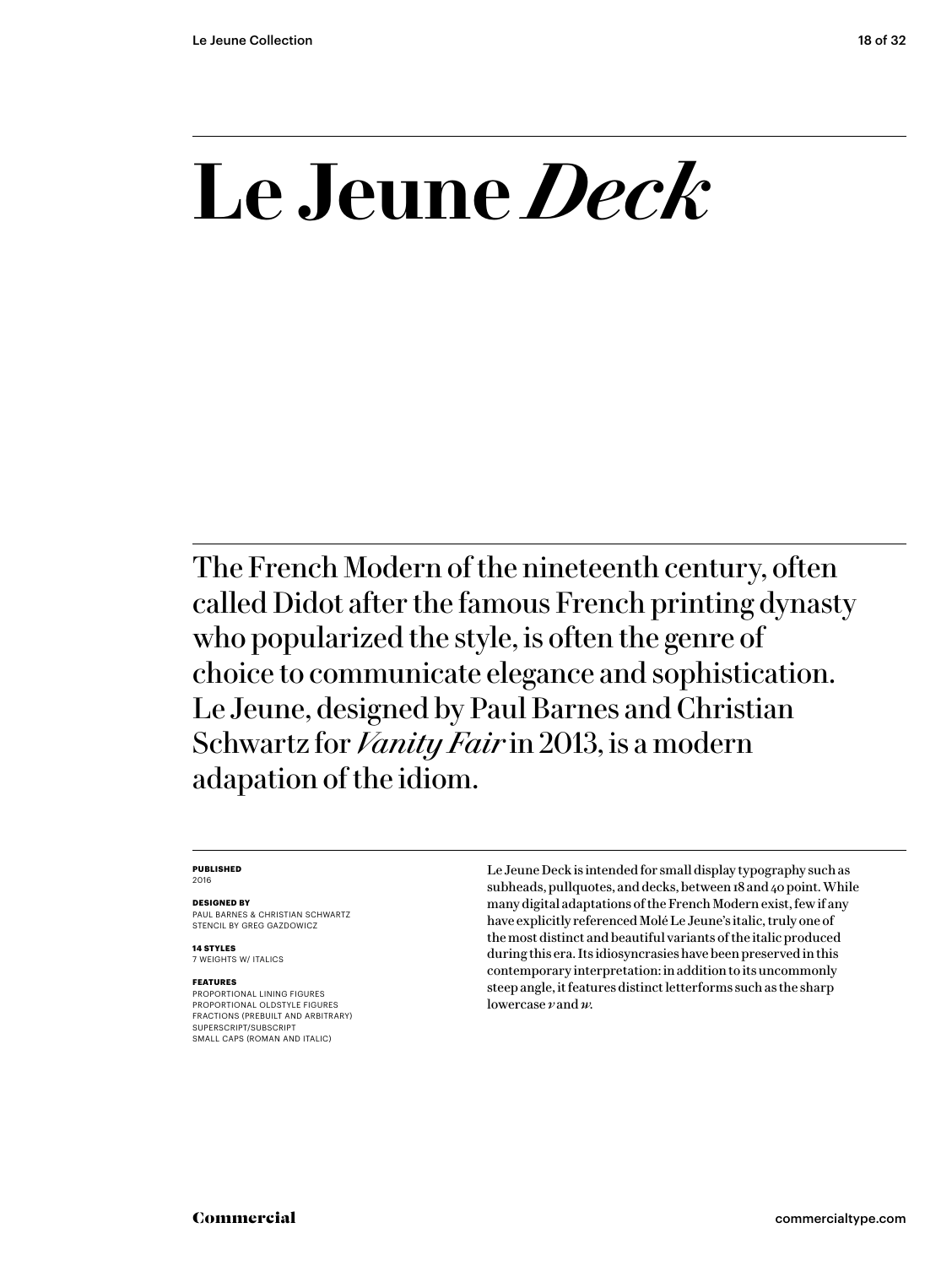# Le Jeune *Deck*

The French Modern of the nineteenth century, often called Didot after the famous French printing dynasty who popularized the style, is often the genre of choice to communicate elegance and sophistication. Le Jeune, designed by Paul Barnes and Christian Schwartz for *Vanity Fair* in 2013, is a modern adapation of the idiom.

**PUBLISHED**
2016

**DESIGNED BY**
PAUL BARNES & CHRISTIAN SCHWARTZ
STENCIL BY GREG GAZDOWICZ

**14 STYLES**
7 WEIGHTS W/ ITALICS

**FEATURES**
PROPORTIONAL LINING FIGURES
PROPORTIONAL OLDSTYLE FIGURES
FRACTIONS (PREBUILT AND ARBITRARY)
SUPERSCRIPT/SUBSCRIPT
SMALL CAPS (ROMAN AND ITALIC)

Le Jeune Deck is intended for small display typography such as subheads, pullquotes, and decks, between 18 and 40 point. While many digital adaptations of the French Modern exist, few if any have explicitly referenced Molé Le Jeune's italic, truly one of the most distinct and beautiful variants of the italic produced during this era. Its idiosyncrasies have been preserved in this contemporary interpretation: in addition to its uncommonly steep angle, it features distinct letterforms such as the sharp lowercase *v* and *w*.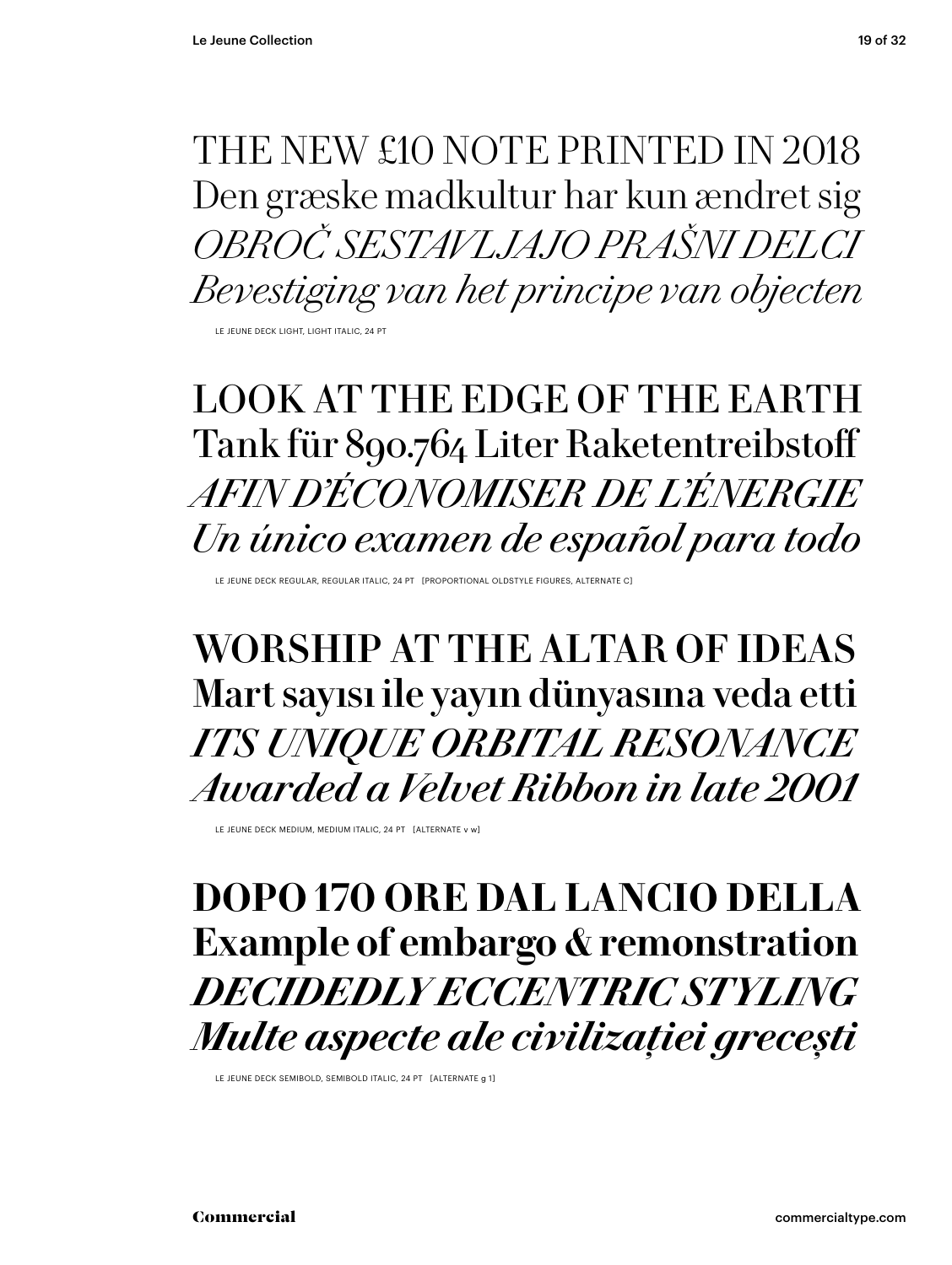THE NEW £10 NOTE PRINTED IN 2018
Den græske madkultur har kun ændret sig
*OBROČ SESTAVLJAJO PRAŠNI DELCI*
*Bevestiging van het principe van objecten*

LE JEUNE DECK LIGHT, LIGHT ITALIC, 24 PT

LOOK AT THE EDGE OF THE EARTH
Tank für 890.764 Liter Raketentreibstoff
*AFIN D'ÉCONOMISER DE L'ÉNERGIE*
*Un único examen de español para todo*

LE JEUNE DECK REGULAR, REGULAR ITALIC, 24 PT [PROPORTIONAL OLDSTYLE FIGURES, ALTERNATE C]

WORSHIP AT THE ALTAR OF IDEAS
Mart sayısı ile yayın dünyasına veda etti
*ITS UNIQUE ORBITAL RESONANCE*
*Awarded a Velvet Ribbon in late 2001*

LE JEUNE DECK MEDIUM, MEDIUM ITALIC, 24 PT [ALTERNATE v w]

**DOPO 170 ORE DAL LANCIO DELLA**
**Example of embargo & remonstration**
***DECIDEDLY ECCENTRIC STYLING***
***Multe aspecte ale civilizației grecești***

LE JEUNE DECK SEMIBOLD, SEMIBOLD ITALIC, 24 PT [ALTERNATE g 1]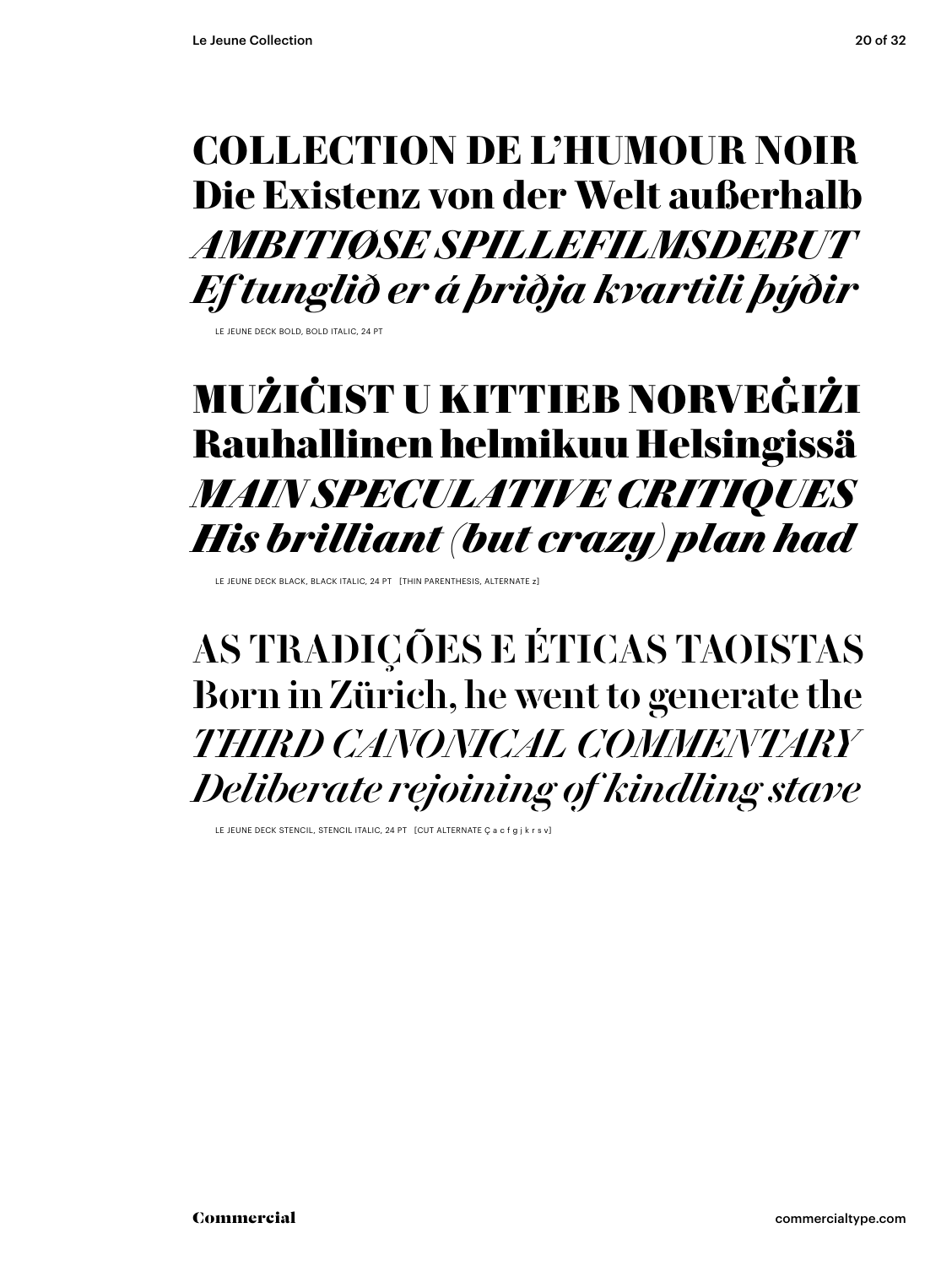**COLLECTION DE L'HUMOUR NOIR**
**Die Existenz von der Welt außerhalb**
***AMBITIØSE SPILLEFILMSDEBUT***
***Ef tunglið er á þriðja kvartili þýðir***

LE JEUNE DECK BOLD, BOLD ITALIC, 24 PT

**MUŻIĊIST U KITTIEB NORVEĠIŻI**
**Rauhallinen helmikuu Helsingissä**
***MAIN SPECULATIVE CRITIQUES***
***His brilliant (but crazy) plan had***

LE JEUNE DECK BLACK, BLACK ITALIC, 24 PT [THIN PARENTHESIS, ALTERNATE z]

AS TRADIÇÕES E ÉTICAS TAOISTAS
Born in Zürich, he went to generate the
*THIRD CANONICAL COMMENTARY*
*Deliberate rejoining of kindling stave*

LE JEUNE DECK STENCIL, STENCIL ITALIC, 24 PT [CUT ALTERNATE Ç a c f g j k r s v]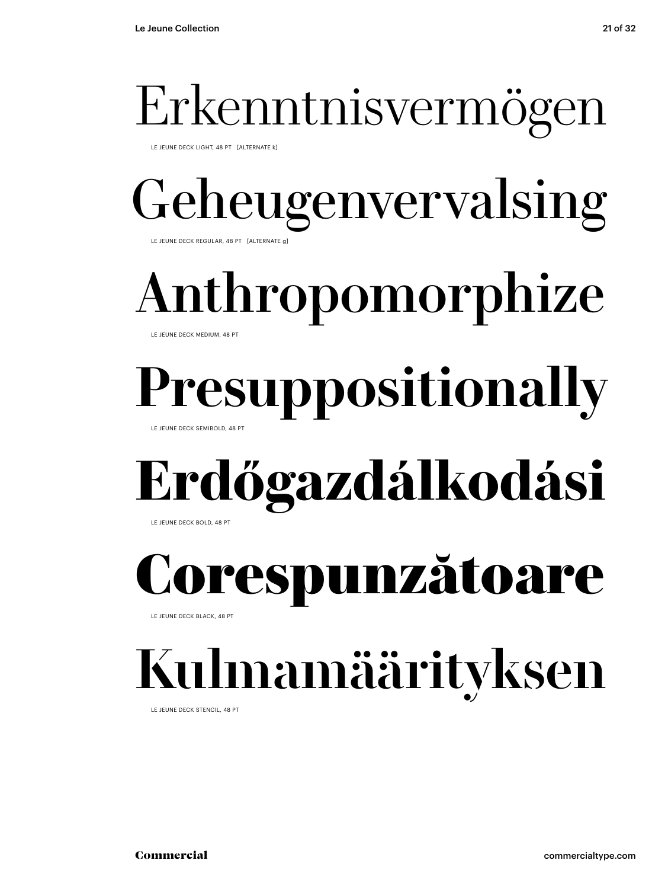# Erkenntnisvermögen

LE JEUNE DECK LIGHT, 48 PT [ALTERNATE k]

# Geheugenvervalsing

LE JEUNE DECK REGULAR, 48 PT [ALTERNATE g]

# Anthropomorphize

LE JEUNE DECK MEDIUM, 48 PT

# Presuppositionally

LE JEUNE DECK SEMIBOLD, 48 PT

# Erdőgazdálkodási

LE JEUNE DECK BOLD, 48 PT

# Corespunzătoare

LE JEUNE DECK BLACK, 48 PT

# Kulmamäärityksen

LE JEUNE DECK STENCIL, 48 PT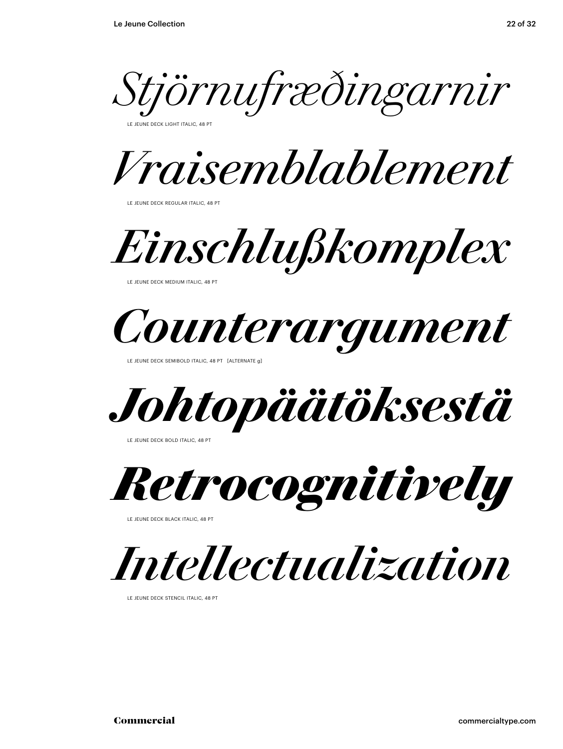*Stjörnufræðingarnir*

LE JEUNE DECK LIGHT ITALIC, 48 PT

*Vraisemblablement*

LE JEUNE DECK REGULAR ITALIC, 48 PT

*Einschlußkomplex*

LE JEUNE DECK MEDIUM ITALIC, 48 PT

*Counterargument*

LE JEUNE DECK SEMIBOLD ITALIC, 48 PT [ALTERNATE g]

***Johtopäätöksestä***

LE JEUNE DECK BOLD ITALIC, 48 PT

***Retrocognitively***

LE JEUNE DECK BLACK ITALIC, 48 PT

*Intellectualization*

LE JEUNE DECK STENCIL ITALIC, 48 PT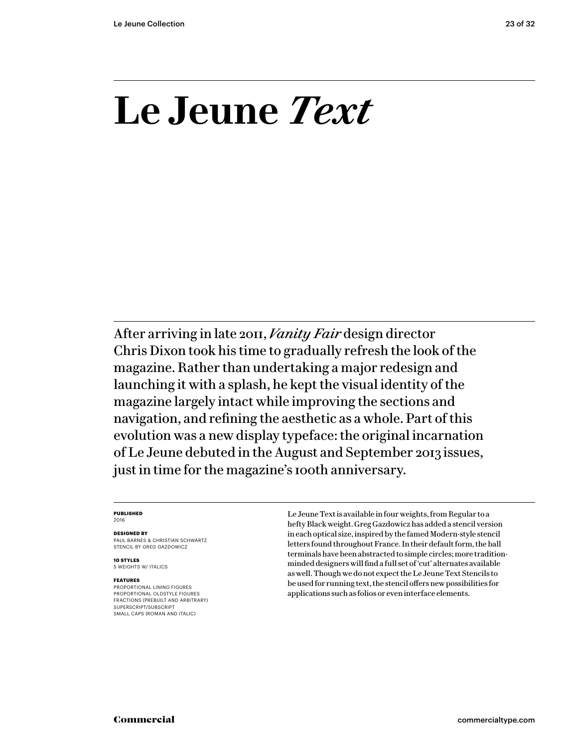# Le Jeune *Text*

After arriving in late 2011, *Vanity Fair* design director Chris Dixon took his time to gradually refresh the look of the magazine. Rather than undertaking a major redesign and launching it with a splash, he kept the visual identity of the magazine largely intact while improving the sections and navigation, and refining the aesthetic as a whole. Part of this evolution was a new display typeface: the original incarnation of Le Jeune debuted in the August and September 2013 issues, just in time for the magazine's 100th anniversary.

**PUBLISHED**
2016

**DESIGNED BY**
PAUL BARNES & CHRISTIAN SCHWARTZ
STENCIL BY GREG GAZDOWICZ

**10 STYLES**
5 WEIGHTS W/ ITALICS

**FEATURES**
PROPORTIONAL LINING FIGURES
PROPORTIONAL OLDSTYLE FIGURES
FRACTIONS (PREBUILT AND ARBITRARY)
SUPERSCRIPT/SUBSCRIPT
SMALL CAPS (ROMAN AND ITALIC)

Le Jeune Text is available in four weights, from Regular to a hefty Black weight. Greg Gazdowicz has added a stencil version in each optical size, inspired by the famed Modern-style stencil letters found throughout France. In their default form, the ball terminals have been abstracted to simple circles; more tradition-minded designers will find a full set of 'cut' alternates available as well. Though we do not expect the Le Jeune Text Stencils to be used for running text, the stencil offers new possibilities for applications such as folios or even interface elements.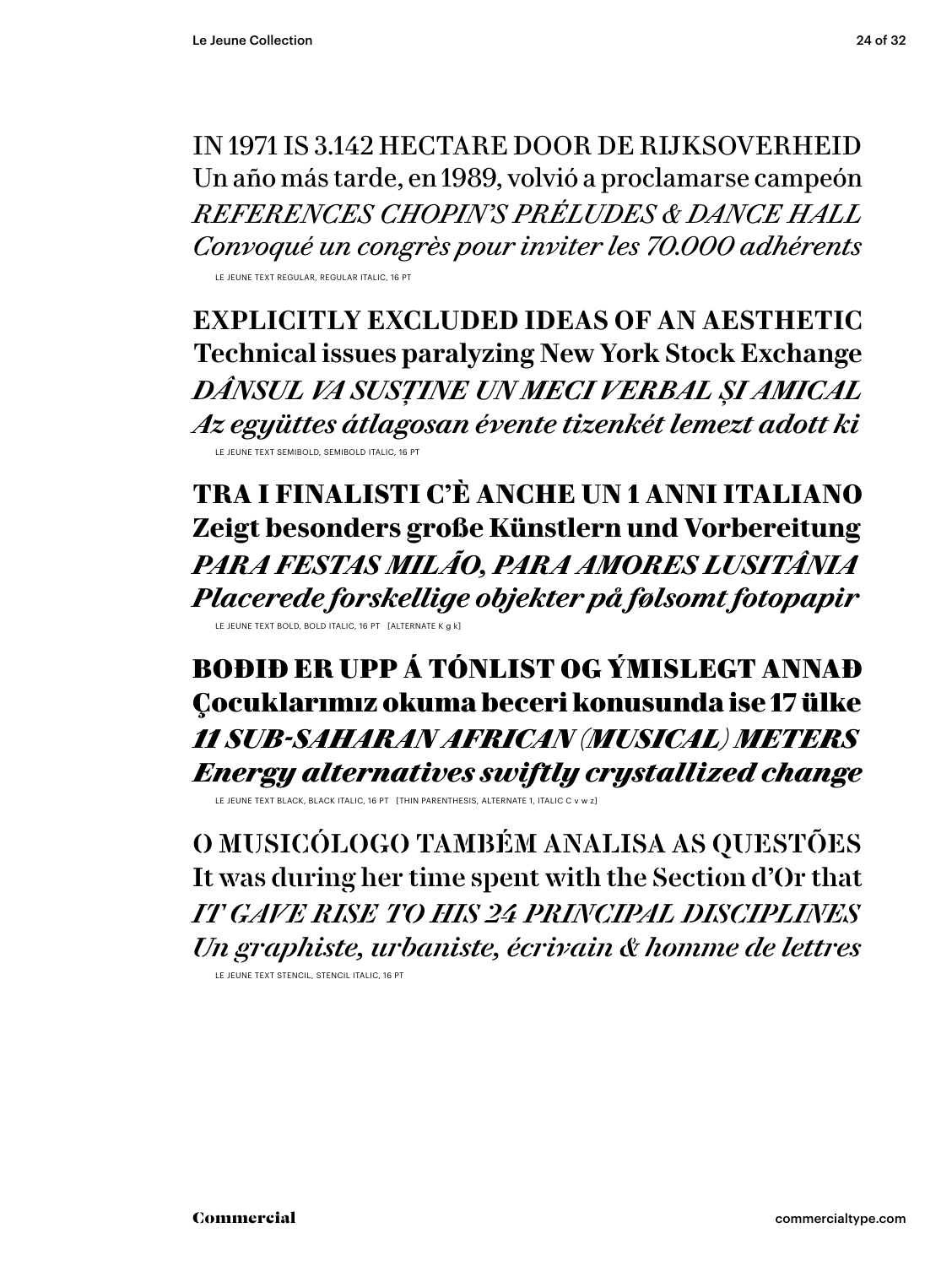IN 1971 IS 3.142 HECTARE DOOR DE RIJKSOVERHEID
Un año más tarde, en 1989, volvió a proclamarse campeón
*REFERENCES CHOPIN'S PRÉLUDES & DANCE HALL*
*Convoqué un congrès pour inviter les 70.000 adhérents*

LE JEUNE TEXT REGULAR, REGULAR ITALIC, 16 PT

**EXPLICITLY EXCLUDED IDEAS OF AN AESTHETIC**
**Technical issues paralyzing New York Stock Exchange**
***DÂNSUL VA SUSȚINE UN MECI VERBAL ȘI AMICAL***
***Az együttes átlagosan évente tizenkét lemezt adott ki***

LE JEUNE TEXT SEMIBOLD, SEMIBOLD ITALIC, 16 PT

**TRA I FINALISTI C'È ANCHE UN 1 ANNI ITALIANO**
**Zeigt besonders große Künstlern und Vorbereitung**
***PARA FESTAS MILÃO, PARA AMORES LUSITÂNIA***
***Placerede forskellige objekter på følsomt fotopapir***

LE JEUNE TEXT BOLD, BOLD ITALIC, 16 PT [ALTERNATE K g k]

**BOÐIÐ ER UPP Á TÓNLIST OG ÝMISLEGT ANNAÐ**
**Çocuklarımız okuma beceri konusunda ise 17 ülke**
***11 SUB-SAHARAN AFRICAN (MUSICAL) METERS***
***Energy alternatives swiftly crystallized change***

LE JEUNE TEXT BLACK, BLACK ITALIC, 16 PT [THIN PARENTHESIS, ALTERNATE 1, ITALIC C v w z]

O MUSICÓLOGO TAMBÉM ANALISA AS QUESTÕES
It was during her time spent with the Section d'Or that
*IT GAVE RISE TO HIS 24 PRINCIPAL DISCIPLINES*
*Un graphiste, urbaniste, écrivain & homme de lettres*

LE JEUNE TEXT STENCIL, STENCIL ITALIC, 16 PT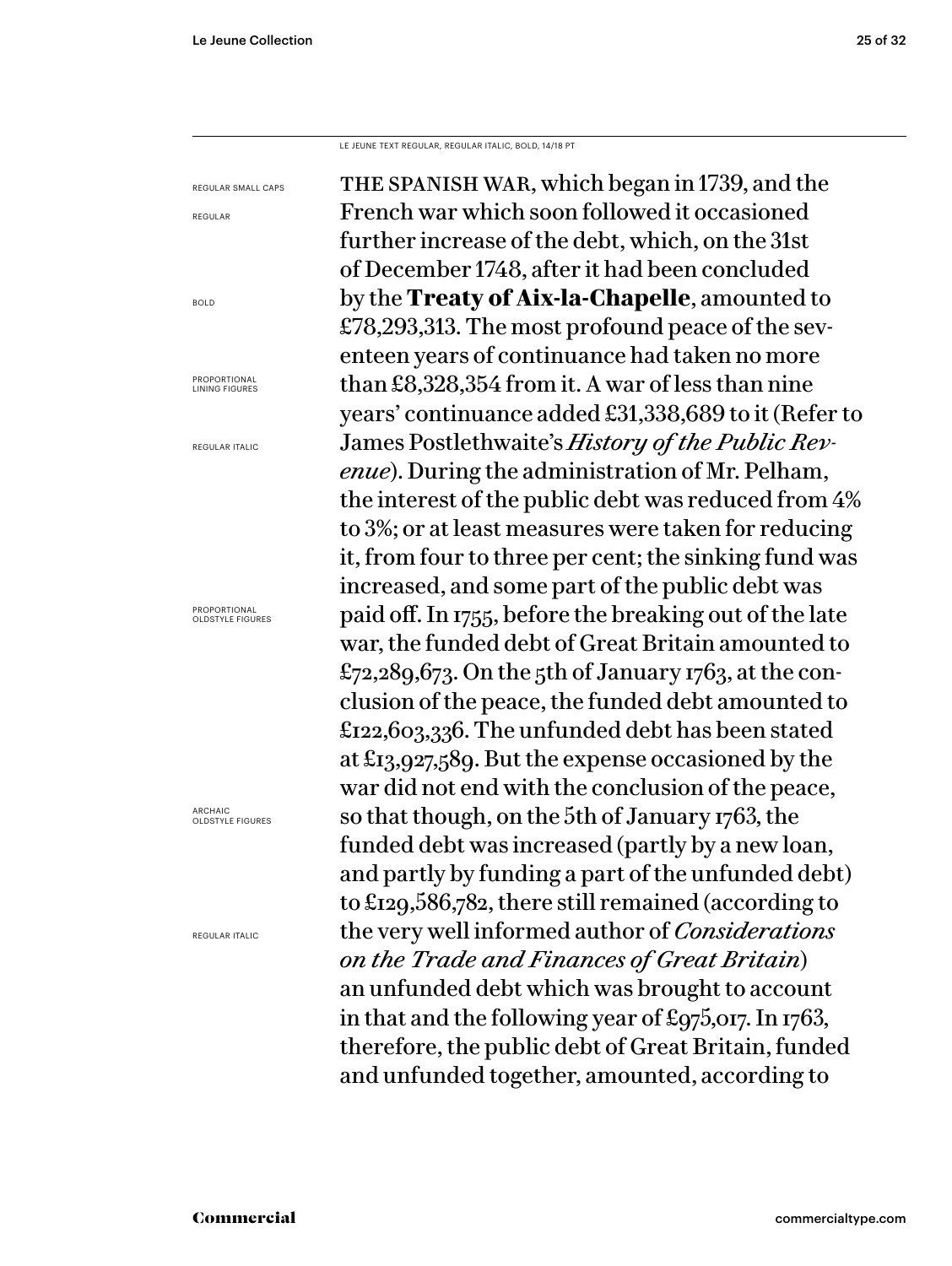LE JEUNE TEXT REGULAR, REGULAR ITALIC, BOLD, 14/18 PT

REGULAR SMALL CAPS

REGULAR

BOLD

PROPORTIONAL LINING FIGURES

REGULAR ITALIC

PROPORTIONAL OLDSTYLE FIGURES

ARCHAIC OLDSTYLE FIGURES

REGULAR ITALIC

THE SPANISH WAR, which began in 1739, and the French war which soon followed it occasioned further increase of the debt, which, on the 31st of December 1748, after it had been concluded by the **Treaty of Aix-la-Chapelle**, amounted to £78,293,313. The most profound peace of the seventeen years of continuance had taken no more than £8,328,354 from it. A war of less than nine years' continuance added £31,338,689 to it (Refer to James Postlethwaite's *History of the Public Revenue*). During the administration of Mr. Pelham, the interest of the public debt was reduced from 4% to 3%; or at least measures were taken for reducing it, from four to three per cent; the sinking fund was increased, and some part of the public debt was paid off. In 1755, before the breaking out of the late war, the funded debt of Great Britain amounted to £72,289,673. On the 5th of January 1763, at the conclusion of the peace, the funded debt amounted to £122,603,336. The unfunded debt has been stated at £13,927,589. But the expense occasioned by the war did not end with the conclusion of the peace, so that though, on the 5th of January 1763, the funded debt was increased (partly by a new loan, and partly by funding a part of the unfunded debt) to £129,586,782, there still remained (according to the very well informed author of *Considerations on the Trade and Finances of Great Britain*) an unfunded debt which was brought to account in that and the following year of £975,017. In 1763, therefore, the public debt of Great Britain, funded and unfunded together, amounted, according to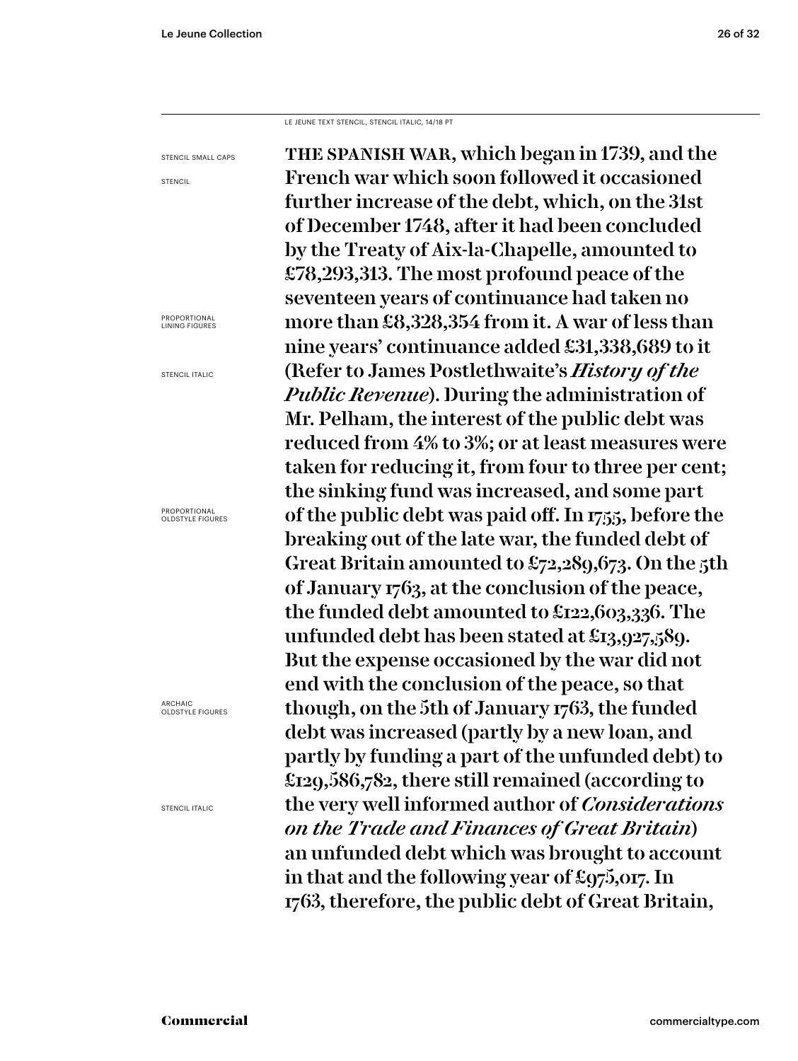LE JEUNE TEXT STENCIL, STENCIL ITALIC, 14/18 PT

STENCIL SMALL CAPS

STENCIL

PROPORTIONAL LINING FIGURES

STENCIL ITALIC

PROPORTIONAL OLDSTYLE FIGURES

ARCHAIC OLDSTYLE FIGURES

STENCIL ITALIC

THE SPANISH WAR, which began in 1739, and the French war which soon followed it occasioned further increase of the debt, which, on the 31st of December 1748, after it had been concluded by the Treaty of Aix-la-Chapelle, amounted to £78,293,313. The most profound peace of the seventeen years of continuance had taken no more than £8,328,354 from it. A war of less than nine years' continuance added £31,338,689 to it (Refer to James Postlethwaite's *History of the Public Revenue*). During the administration of Mr. Pelham, the interest of the public debt was reduced from 4% to 3%; or at least measures were taken for reducing it, from four to three per cent; the sinking fund was increased, and some part of the public debt was paid off. In 1755, before the breaking out of the late war, the funded debt of Great Britain amounted to £72,289,673. On the 5th of January 1763, at the conclusion of the peace, the funded debt amounted to £122,603,336. The unfunded debt has been stated at £13,927,589. But the expense occasioned by the war did not end with the conclusion of the peace, so that though, on the 5th of January 1763, the funded debt was increased (partly by a new loan, and partly by funding a part of the unfunded debt) to £129,586,782, there still remained (according to the very well informed author of *Considerations on the Trade and Finances of Great Britain*) an unfunded debt which was brought to account in that and the following year of £975,017. In 1763, therefore, the public debt of Great Britain,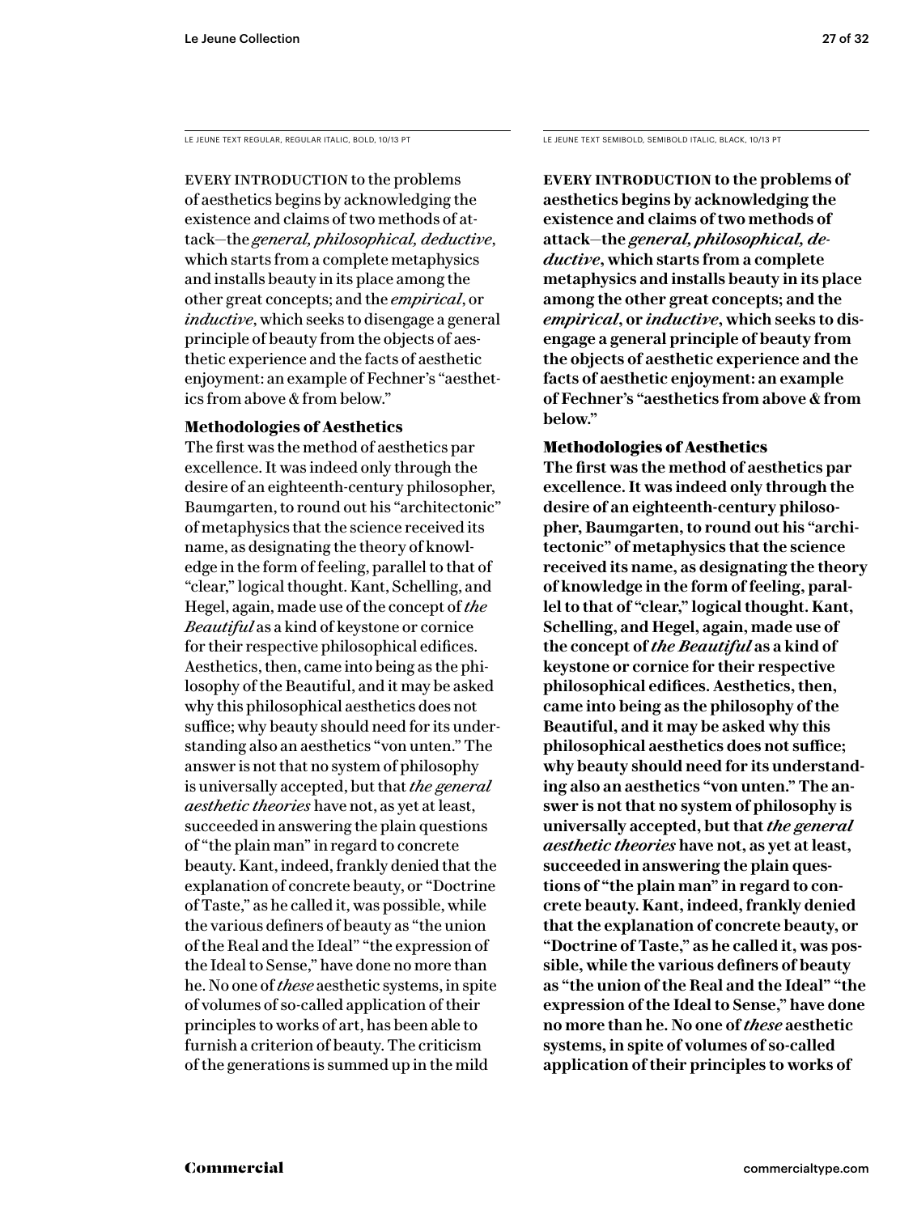LE JEUNE TEXT REGULAR, REGULAR ITALIC, BOLD, 10/13 PT

EVERY INTRODUCTION to the problems of aesthetics begins by acknowledging the existence and claims of two methods of attack—the *general, philosophical, deductive*, which starts from a complete metaphysics and installs beauty in its place among the other great concepts; and the *empirical*, or *inductive*, which seeks to disengage a general principle of beauty from the objects of aesthetic experience and the facts of aesthetic enjoyment: an example of Fechner's "aesthetics from above & from below."

**Methodologies of Aesthetics**

The first was the method of aesthetics par excellence. It was indeed only through the desire of an eighteenth-century philosopher, Baumgarten, to round out his "architectonic" of metaphysics that the science received its name, as designating the theory of knowledge in the form of feeling, parallel to that of "clear," logical thought. Kant, Schelling, and Hegel, again, made use of the concept of *the Beautiful* as a kind of keystone or cornice for their respective philosophical edifices. Aesthetics, then, came into being as the philosophy of the Beautiful, and it may be asked why this philosophical aesthetics does not suffice; why beauty should need for its understanding also an aesthetics "von unten." The answer is not that no system of philosophy is universally accepted, but that *the general aesthetic theories* have not, as yet at least, succeeded in answering the plain questions of "the plain man" in regard to concrete beauty. Kant, indeed, frankly denied that the explanation of concrete beauty, or "Doctrine of Taste," as he called it, was possible, while the various definers of beauty as "the union of the Real and the Ideal" "the expression of the Ideal to Sense," have done no more than he. No one of *these* aesthetic systems, in spite of volumes of so-called application of their principles to works of art, has been able to furnish a criterion of beauty. The criticism of the generations is summed up in the mild

LE JEUNE TEXT SEMIBOLD, SEMIBOLD ITALIC, BLACK, 10/13 PT

**EVERY INTRODUCTION to the problems of aesthetics begins by acknowledging the existence and claims of two methods of attack—the *general, philosophical, deductive*, which starts from a complete metaphysics and installs beauty in its place among the other great concepts; and the *empirical*, or *inductive*, which seeks to disengage a general principle of beauty from the objects of aesthetic experience and the facts of aesthetic enjoyment: an example of Fechner's "aesthetics from above & from below."**

**Methodologies of Aesthetics**

**The first was the method of aesthetics par excellence. It was indeed only through the desire of an eighteenth-century philosopher, Baumgarten, to round out his "architectonic" of metaphysics that the science received its name, as designating the theory of knowledge in the form of feeling, parallel to that of "clear," logical thought. Kant, Schelling, and Hegel, again, made use of the concept of *the Beautiful* as a kind of keystone or cornice for their respective philosophical edifices. Aesthetics, then, came into being as the philosophy of the Beautiful, and it may be asked why this philosophical aesthetics does not suffice; why beauty should need for its understanding also an aesthetics "von unten." The answer is not that no system of philosophy is universally accepted, but that *the general aesthetic theories* have not, as yet at least, succeeded in answering the plain questions of "the plain man" in regard to concrete beauty. Kant, indeed, frankly denied that the explanation of concrete beauty, or "Doctrine of Taste," as he called it, was possible, while the various definers of beauty as "the union of the Real and the Ideal" "the expression of the Ideal to Sense," have done no more than he. No one of *these* aesthetic systems, in spite of volumes of so-called application of their principles to works of**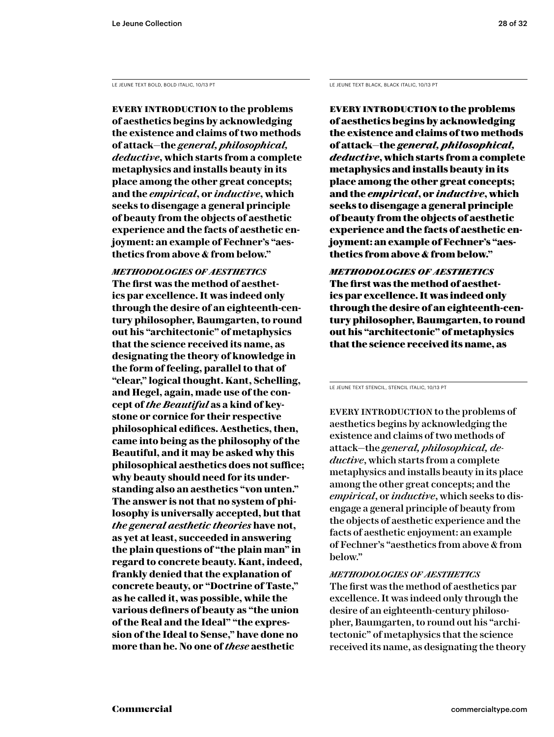LE JEUNE TEXT BOLD, BOLD ITALIC, 10/13 PT

**EVERY INTRODUCTION to the problems of aesthetics begins by acknowledging the existence and claims of two methods of attack—the *general, philosophical, deductive*, which starts from a complete metaphysics and installs beauty in its place among the other great concepts; and the *empirical*, or *inductive*, which seeks to disengage a general principle of beauty from the objects of aesthetic experience and the facts of aesthetic enjoyment: an example of Fechner's "aesthetics from above & from below."**

***METHODOLOGIES OF AESTHETICS***

**The first was the method of aesthetics par excellence. It was indeed only through the desire of an eighteenth-century philosopher, Baumgarten, to round out his "architectonic" of metaphysics that the science received its name, as designating the theory of knowledge in the form of feeling, parallel to that of "clear," logical thought. Kant, Schelling, and Hegel, again, made use of the concept of *the Beautiful* as a kind of keystone or cornice for their respective philosophical edifices. Aesthetics, then, came into being as the philosophy of the Beautiful, and it may be asked why this philosophical aesthetics does not suffice; why beauty should need for its understanding also an aesthetics "von unten." The answer is not that no system of philosophy is universally accepted, but that *the general aesthetic theories* have not, as yet at least, succeeded in answering the plain questions of "the plain man" in regard to concrete beauty. Kant, indeed, frankly denied that the explanation of concrete beauty, or "Doctrine of Taste," as he called it, was possible, while the various definers of beauty as "the union of the Real and the Ideal" "the expression of the Ideal to Sense," have done no more than he. No one of *these* aesthetic**

LE JEUNE TEXT BLACK, BLACK ITALIC, 10/13 PT

**EVERY INTRODUCTION to the problems of aesthetics begins by acknowledging the existence and claims of two methods of attack—the *general, philosophical, deductive*, which starts from a complete metaphysics and installs beauty in its place among the other great concepts; and the *empirical*, or *inductive*, which seeks to disengage a general principle of beauty from the objects of aesthetic experience and the facts of aesthetic enjoyment: an example of Fechner's "aesthetics from above & from below."**

***METHODOLOGIES OF AESTHETICS***

**The first was the method of aesthetics par excellence. It was indeed only through the desire of an eighteenth-century philosopher, Baumgarten, to round out his "architectonic" of metaphysics that the science received its name, as**

LE JEUNE TEXT STENCIL, STENCIL ITALIC, 10/13 PT

EVERY INTRODUCTION to the problems of aesthetics begins by acknowledging the existence and claims of two methods of attack—the *general, philosophical, deductive*, which starts from a complete metaphysics and installs beauty in its place among the other great concepts; and the *empirical*, or *inductive*, which seeks to disengage a general principle of beauty from the objects of aesthetic experience and the facts of aesthetic enjoyment: an example of Fechner's "aesthetics from above & from below."

*METHODOLOGIES OF AESTHETICS*

The first was the method of aesthetics par excellence. It was indeed only through the desire of an eighteenth-century philosopher, Baumgarten, to round out his "architectonic" of metaphysics that the science received its name, as designating the theory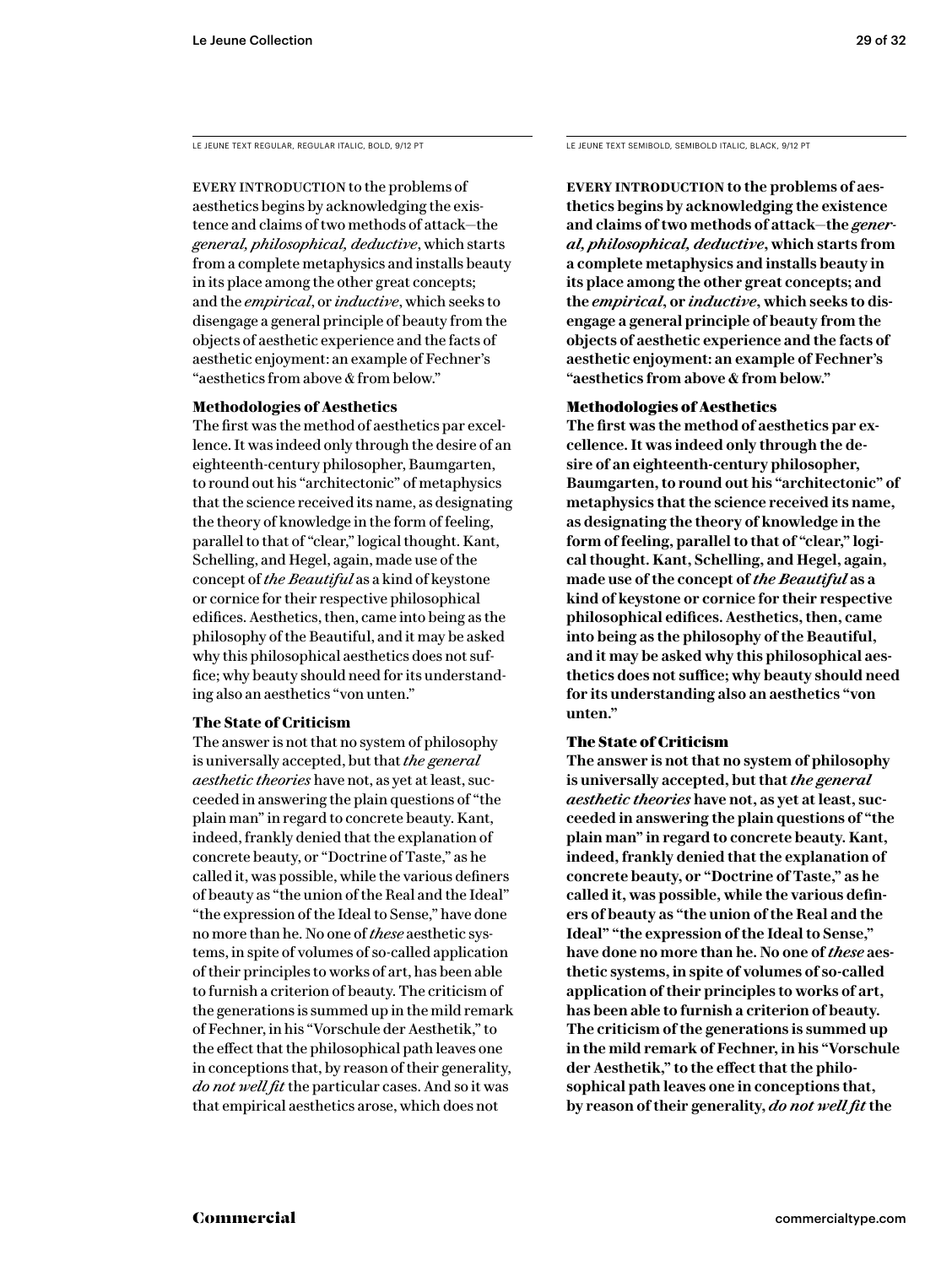LE JEUNE TEXT REGULAR, REGULAR ITALIC, BOLD, 9/12 PT

EVERY INTRODUCTION to the problems of aesthetics begins by acknowledging the existence and claims of two methods of attack—the *general, philosophical, deductive*, which starts from a complete metaphysics and installs beauty in its place among the other great concepts; and the *empirical*, or *inductive*, which seeks to disengage a general principle of beauty from the objects of aesthetic experience and the facts of aesthetic enjoyment: an example of Fechner's "aesthetics from above & from below."

**Methodologies of Aesthetics**

The first was the method of aesthetics par excellence. It was indeed only through the desire of an eighteenth-century philosopher, Baumgarten, to round out his "architectonic" of metaphysics that the science received its name, as designating the theory of knowledge in the form of feeling, parallel to that of "clear," logical thought. Kant, Schelling, and Hegel, again, made use of the concept of *the Beautiful* as a kind of keystone or cornice for their respective philosophical edifices. Aesthetics, then, came into being as the philosophy of the Beautiful, and it may be asked why this philosophical aesthetics does not suffice; why beauty should need for its understanding also an aesthetics "von unten."

**The State of Criticism**

The answer is not that no system of philosophy is universally accepted, but that *the general aesthetic theories* have not, as yet at least, succeeded in answering the plain questions of "the plain man" in regard to concrete beauty. Kant, indeed, frankly denied that the explanation of concrete beauty, or "Doctrine of Taste," as he called it, was possible, while the various definers of beauty as "the union of the Real and the Ideal" "the expression of the Ideal to Sense," have done no more than he. No one of *these* aesthetic systems, in spite of volumes of so-called application of their principles to works of art, has been able to furnish a criterion of beauty. The criticism of the generations is summed up in the mild remark of Fechner, in his "Vorschule der Aesthetik," to the effect that the philosophical path leaves one in conceptions that, by reason of their generality, *do not well fit* the particular cases. And so it was that empirical aesthetics arose, which does not

LE JEUNE TEXT SEMIBOLD, SEMIBOLD ITALIC, BLACK, 9/12 PT

**EVERY INTRODUCTION to the problems of aesthetics begins by acknowledging the existence and claims of two methods of attack—the *general, philosophical, deductive*, which starts from a complete metaphysics and installs beauty in its place among the other great concepts; and the *empirical*, or *inductive*, which seeks to disengage a general principle of beauty from the objects of aesthetic experience and the facts of aesthetic enjoyment: an example of Fechner's "aesthetics from above & from below."**

**Methodologies of Aesthetics**

**The first was the method of aesthetics par excellence. It was indeed only through the desire of an eighteenth-century philosopher, Baumgarten, to round out his "architectonic" of metaphysics that the science received its name, as designating the theory of knowledge in the form of feeling, parallel to that of "clear," logical thought. Kant, Schelling, and Hegel, again, made use of the concept of *the Beautiful* as a kind of keystone or cornice for their respective philosophical edifices. Aesthetics, then, came into being as the philosophy of the Beautiful, and it may be asked why this philosophical aesthetics does not suffice; why beauty should need for its understanding also an aesthetics "von unten."**

**The State of Criticism**

**The answer is not that no system of philosophy is universally accepted, but that *the general aesthetic theories* have not, as yet at least, succeeded in answering the plain questions of "the plain man" in regard to concrete beauty. Kant, indeed, frankly denied that the explanation of concrete beauty, or "Doctrine of Taste," as he called it, was possible, while the various definers of beauty as "the union of the Real and the Ideal" "the expression of the Ideal to Sense," have done no more than he. No one of *these* aesthetic systems, in spite of volumes of so-called application of their principles to works of art, has been able to furnish a criterion of beauty. The criticism of the generations is summed up in the mild remark of Fechner, in his "Vorschule der Aesthetik," to the effect that the philosophical path leaves one in conceptions that, by reason of their generality, *do not well fit* the**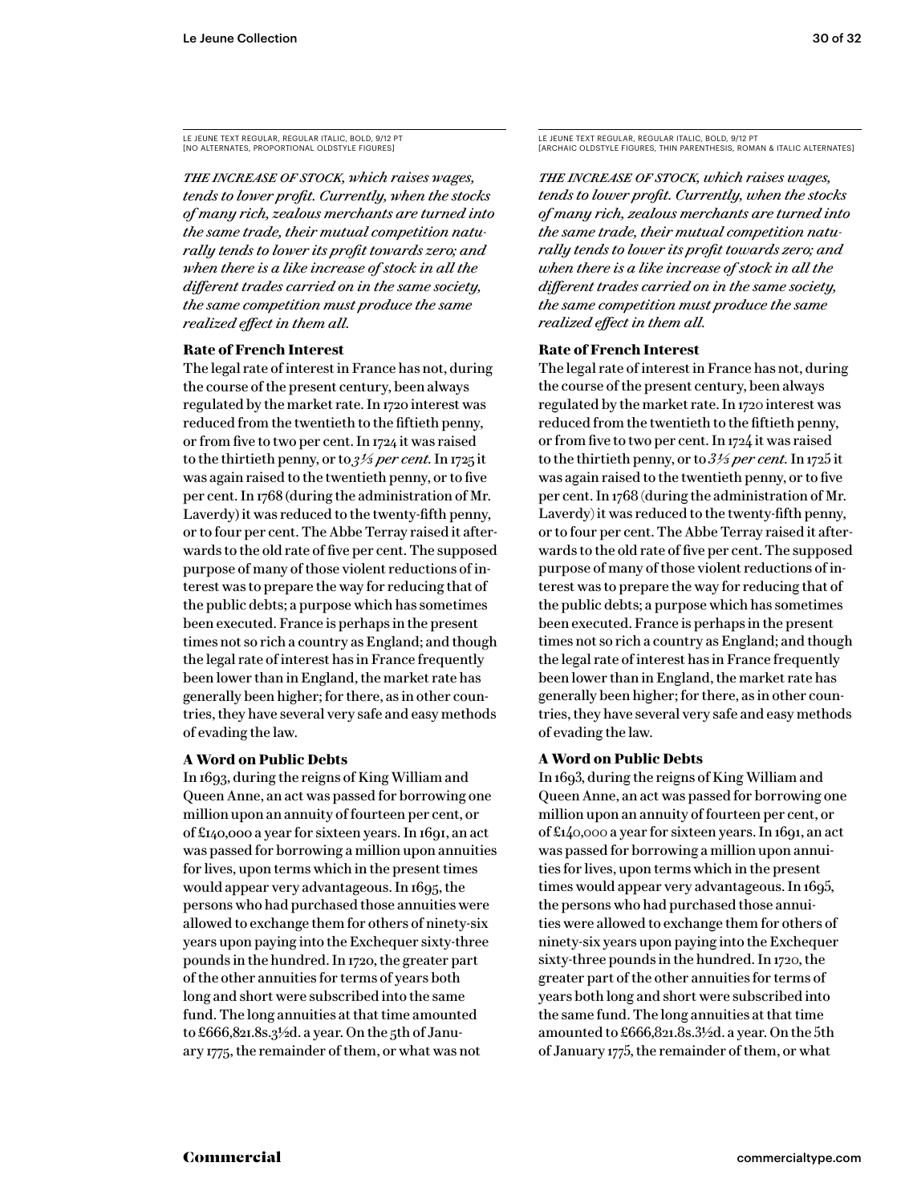LE JEUNE TEXT REGULAR, REGULAR ITALIC, BOLD, 9/12 PT
[NO ALTERNATES, PROPORTIONAL OLDSTYLE FIGURES]

*THE INCREASE OF STOCK, which raises wages, tends to lower profit. Currently, when the stocks of many rich, zealous merchants are turned into the same trade, their mutual competition naturally tends to lower its profit towards zero; and when there is a like increase of stock in all the different trades carried on in the same society, the same competition must produce the same realized effect in them all.*

**Rate of French Interest**

The legal rate of interest in France has not, during the course of the present century, been always regulated by the market rate. In 1720 interest was reduced from the twentieth to the fiftieth penny, or from five to two per cent. In 1724 it was raised to the thirtieth penny, or to *3⅓ per cent.* In 1725 it was again raised to the twentieth penny, or to five per cent. In 1768 (during the administration of Mr. Laverdy) it was reduced to the twenty-fifth penny, or to four per cent. The Abbe Terray raised it afterwards to the old rate of five per cent. The supposed purpose of many of those violent reductions of interest was to prepare the way for reducing that of the public debts; a purpose which has sometimes been executed. France is perhaps in the present times not so rich a country as England; and though the legal rate of interest has in France frequently been lower than in England, the market rate has generally been higher; for there, as in other countries, they have several very safe and easy methods of evading the law.

**A Word on Public Debts**

In 1693, during the reigns of King William and Queen Anne, an act was passed for borrowing one million upon an annuity of fourteen per cent, or of £140,000 a year for sixteen years. In 1691, an act was passed for borrowing a million upon annuities for lives, upon terms which in the present times would appear very advantageous. In 1695, the persons who had purchased those annuities were allowed to exchange them for others of ninety-six years upon paying into the Exchequer sixty-three pounds in the hundred. In 1720, the greater part of the other annuities for terms of years both long and short were subscribed into the same fund. The long annuities at that time amounted to £666,821.8s.3½d. a year. On the 5th of January 1775, the remainder of them, or what was not

LE JEUNE TEXT REGULAR, REGULAR ITALIC, BOLD, 9/12 PT
[ARCHAIC OLDSTYLE FIGURES, THIN PARENTHESIS, ROMAN & ITALIC ALTERNATES]

*THE INCREASE OF STOCK, which raises wages, tends to lower profit. Currently, when the stocks of many rich, zealous merchants are turned into the same trade, their mutual competition naturally tends to lower its profit towards zero; and when there is a like increase of stock in all the different trades carried on in the same society, the same competition must produce the same realized effect in them all.*

**Rate of French Interest**

The legal rate of interest in France has not, during the course of the present century, been always regulated by the market rate. In 1720 interest was reduced from the twentieth to the fiftieth penny, or from five to two per cent. In 1724 it was raised to the thirtieth penny, or to *3⅓ per cent.* In 1725 it was again raised to the twentieth penny, or to five per cent. In 1768 (during the administration of Mr. Laverdy) it was reduced to the twenty-fifth penny, or to four per cent. The Abbe Terray raised it afterwards to the old rate of five per cent. The supposed purpose of many of those violent reductions of interest was to prepare the way for reducing that of the public debts; a purpose which has sometimes been executed. France is perhaps in the present times not so rich a country as England; and though the legal rate of interest has in France frequently been lower than in England, the market rate has generally been higher; for there, as in other countries, they have several very safe and easy methods of evading the law.

**A Word on Public Debts**

In 1693, during the reigns of King William and Queen Anne, an act was passed for borrowing one million upon an annuity of fourteen per cent, or of £140,000 a year for sixteen years. In 1691, an act was passed for borrowing a million upon annuities for lives, upon terms which in the present times would appear very advantageous. In 1695, the persons who had purchased those annuities were allowed to exchange them for others of ninety-six years upon paying into the Exchequer sixty-three pounds in the hundred. In 1720, the greater part of the other annuities for terms of years both long and short were subscribed into the same fund. The long annuities at that time amounted to £666,821.8s.3½d. a year. On the 5th of January 1775, the remainder of them, or what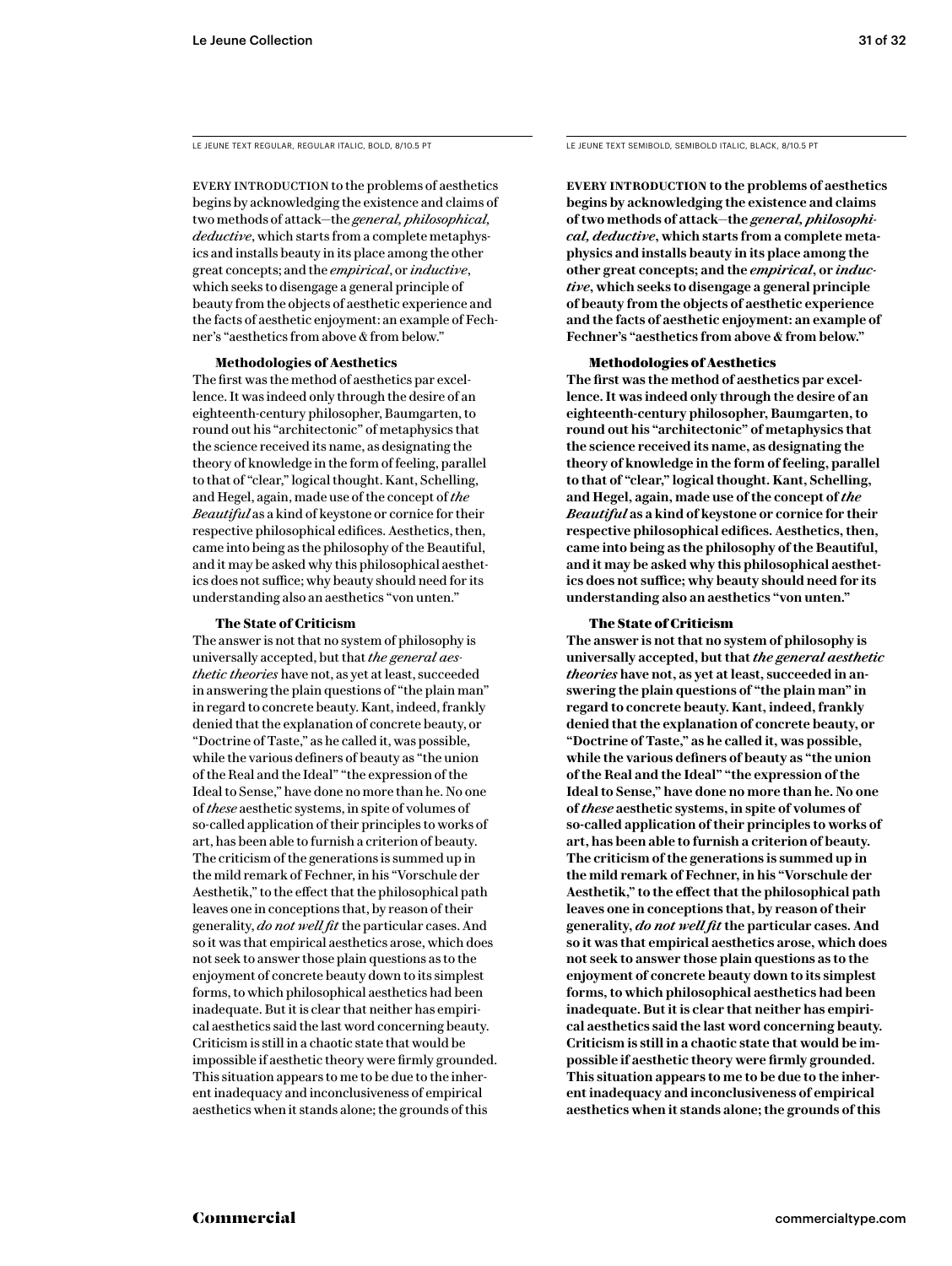LE JEUNE TEXT REGULAR, REGULAR ITALIC, BOLD, 8/10.5 PT

EVERY INTRODUCTION to the problems of aesthetics begins by acknowledging the existence and claims of two methods of attack—the *general, philosophical, deductive*, which starts from a complete metaphysics and installs beauty in its place among the other great concepts; and the *empirical*, or *inductive*, which seeks to disengage a general principle of beauty from the objects of aesthetic experience and the facts of aesthetic enjoyment: an example of Fechner's "aesthetics from above & from below."

**Methodologies of Aesthetics**

The first was the method of aesthetics par excellence. It was indeed only through the desire of an eighteenth-century philosopher, Baumgarten, to round out his "architectonic" of metaphysics that the science received its name, as designating the theory of knowledge in the form of feeling, parallel to that of "clear," logical thought. Kant, Schelling, and Hegel, again, made use of the concept of *the Beautiful* as a kind of keystone or cornice for their respective philosophical edifices. Aesthetics, then, came into being as the philosophy of the Beautiful, and it may be asked why this philosophical aesthetics does not suffice; why beauty should need for its understanding also an aesthetics "von unten."

**The State of Criticism**

The answer is not that no system of philosophy is universally accepted, but that *the general aesthetic theories* have not, as yet at least, succeeded in answering the plain questions of "the plain man" in regard to concrete beauty. Kant, indeed, frankly denied that the explanation of concrete beauty, or "Doctrine of Taste," as he called it, was possible, while the various definers of beauty as "the union of the Real and the Ideal" "the expression of the Ideal to Sense," have done no more than he. No one of *these* aesthetic systems, in spite of volumes of so-called application of their principles to works of art, has been able to furnish a criterion of beauty. The criticism of the generations is summed up in the mild remark of Fechner, in his "Vorschule der Aesthetik," to the effect that the philosophical path leaves one in conceptions that, by reason of their generality, *do not well fit* the particular cases. And so it was that empirical aesthetics arose, which does not seek to answer those plain questions as to the enjoyment of concrete beauty down to its simplest forms, to which philosophical aesthetics had been inadequate. But it is clear that neither has empirical aesthetics said the last word concerning beauty. Criticism is still in a chaotic state that would be impossible if aesthetic theory were firmly grounded. This situation appears to me to be due to the inherent inadequacy and inconclusiveness of empirical aesthetics when it stands alone; the grounds of this

LE JEUNE TEXT SEMIBOLD, SEMIBOLD ITALIC, BLACK, 8/10.5 PT

**EVERY INTRODUCTION to the problems of aesthetics begins by acknowledging the existence and claims of two methods of attack—the *general, philosophical, deductive*, which starts from a complete metaphysics and installs beauty in its place among the other great concepts; and the *empirical*, or *inductive*, which seeks to disengage a general principle of beauty from the objects of aesthetic experience and the facts of aesthetic enjoyment: an example of Fechner's "aesthetics from above & from below."**

**Methodologies of Aesthetics**

**The first was the method of aesthetics par excellence. It was indeed only through the desire of an eighteenth-century philosopher, Baumgarten, to round out his "architectonic" of metaphysics that the science received its name, as designating the theory of knowledge in the form of feeling, parallel to that of "clear," logical thought. Kant, Schelling, and Hegel, again, made use of the concept of *the Beautiful* as a kind of keystone or cornice for their respective philosophical edifices. Aesthetics, then, came into being as the philosophy of the Beautiful, and it may be asked why this philosophical aesthetics does not suffice; why beauty should need for its understanding also an aesthetics "von unten."**

**The State of Criticism**

**The answer is not that no system of philosophy is universally accepted, but that *the general aesthetic theories* have not, as yet at least, succeeded in answering the plain questions of "the plain man" in regard to concrete beauty. Kant, indeed, frankly denied that the explanation of concrete beauty, or "Doctrine of Taste," as he called it, was possible, while the various definers of beauty as "the union of the Real and the Ideal" "the expression of the Ideal to Sense," have done no more than he. No one of *these* aesthetic systems, in spite of volumes of so-called application of their principles to works of art, has been able to furnish a criterion of beauty. The criticism of the generations is summed up in the mild remark of Fechner, in his "Vorschule der Aesthetik," to the effect that the philosophical path leaves one in conceptions that, by reason of their generality, *do not well fit* the particular cases. And so it was that empirical aesthetics arose, which does not seek to answer those plain questions as to the enjoyment of concrete beauty down to its simplest forms, to which philosophical aesthetics had been inadequate. But it is clear that neither has empirical aesthetics said the last word concerning beauty. Criticism is still in a chaotic state that would be impossible if aesthetic theory were firmly grounded. This situation appears to me to be due to the inherent inadequacy and inconclusiveness of empirical aesthetics when it stands alone; the grounds of this**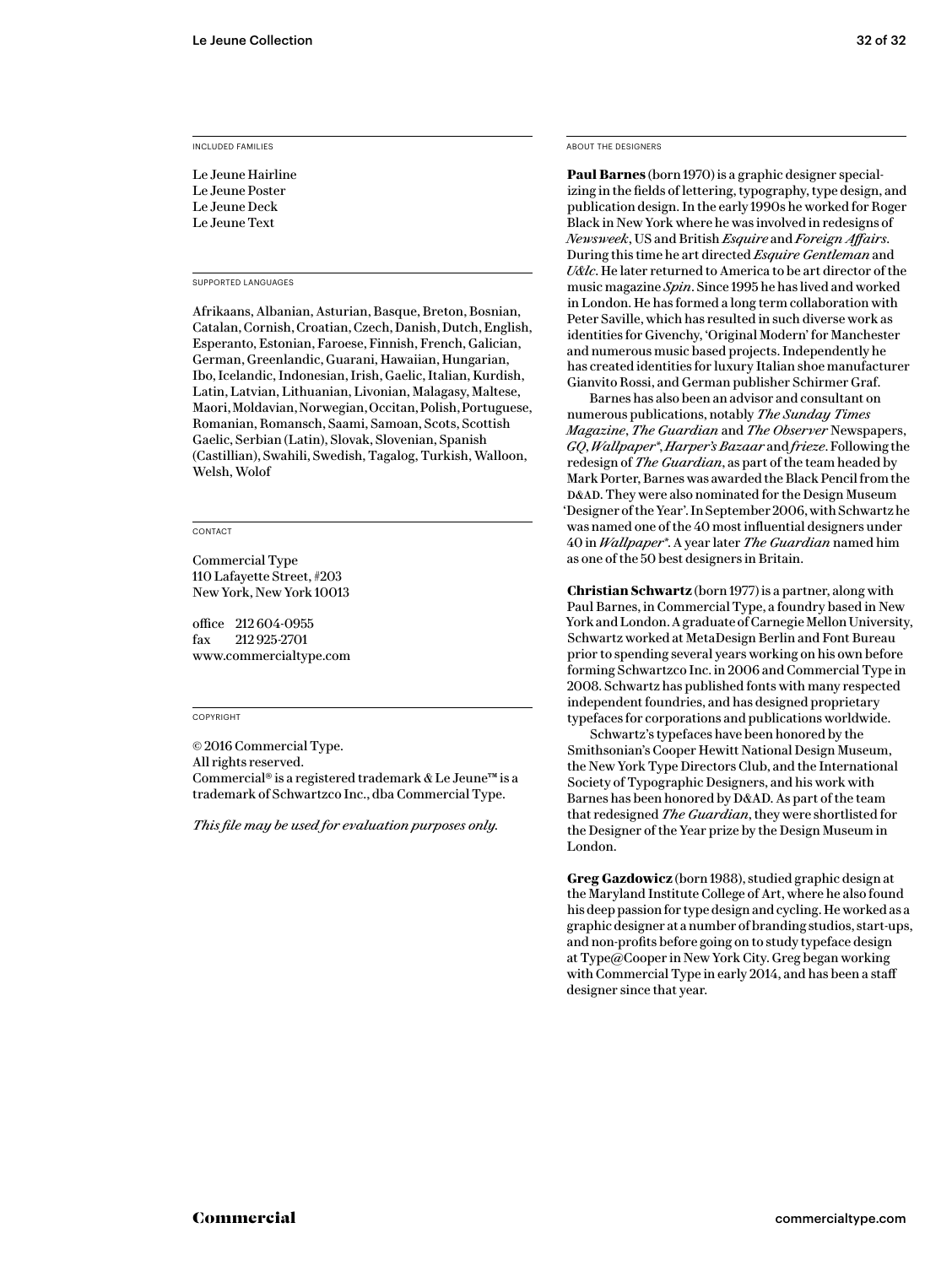## INCLUDED FAMILIES

Le Jeune Hairline
Le Jeune Poster
Le Jeune Deck
Le Jeune Text

## SUPPORTED LANGUAGES

Afrikaans, Albanian, Asturian, Basque, Breton, Bosnian, Catalan, Cornish, Croatian, Czech, Danish, Dutch, English, Esperanto, Estonian, Faroese, Finnish, French, Galician, German, Greenlandic, Guarani, Hawaiian, Hungarian, Ibo, Icelandic, Indonesian, Irish, Gaelic, Italian, Kurdish, Latin, Latvian, Lithuanian, Livonian, Malagasy, Maltese, Maori, Moldavian, Norwegian, Occitan, Polish, Portuguese, Romanian, Romansch, Saami, Samoan, Scots, Scottish Gaelic, Serbian (Latin), Slovak, Slovenian, Spanish (Castillian), Swahili, Swedish, Tagalog, Turkish, Walloon, Welsh, Wolof

## CONTACT

Commercial Type
110 Lafayette Street, #203
New York, New York 10013

office 212 604-0955
fax 212 925-2701
www.commercialtype.com

## COPYRIGHT

© 2016 Commercial Type.
All rights reserved.
Commercial® is a registered trademark & Le Jeune™ is a trademark of Schwartzco Inc., dba Commercial Type.

*This file may be used for evaluation purposes only.*

## ABOUT THE DESIGNERS

**Paul Barnes** (born 1970) is a graphic designer specializing in the fields of lettering, typography, type design, and publication design. In the early 1990s he worked for Roger Black in New York where he was involved in redesigns of *Newsweek*, US and British *Esquire* and *Foreign Affairs*. During this time he art directed *Esquire Gentleman* and *U&lc*. He later returned to America to be art director of the music magazine *Spin*. Since 1995 he has lived and worked in London. He has formed a long term collaboration with Peter Saville, which has resulted in such diverse work as identities for Givenchy, 'Original Modern' for Manchester and numerous music based projects. Independently he has created identities for luxury Italian shoe manufacturer Gianvito Rossi, and German publisher Schirmer Graf.

Barnes has also been an advisor and consultant on numerous publications, notably *The Sunday Times Magazine*, *The Guardian* and *The Observer* Newspapers, *GQ*, *Wallpaper**, *Harper's Bazaar* and *frieze*. Following the redesign of *The Guardian*, as part of the team headed by Mark Porter, Barnes was awarded the Black Pencil from the D&AD. They were also nominated for the Design Museum 'Designer of the Year'. In September 2006, with Schwartz he was named one of the 40 most influential designers under 40 in *Wallpaper**. A year later *The Guardian* named him as one of the 50 best designers in Britain.

**Christian Schwartz** (born 1977) is a partner, along with Paul Barnes, in Commercial Type, a foundry based in New York and London. A graduate of Carnegie Mellon University, Schwartz worked at MetaDesign Berlin and Font Bureau prior to spending several years working on his own before forming Schwartzco Inc. in 2006 and Commercial Type in 2008. Schwartz has published fonts with many respected independent foundries, and has designed proprietary typefaces for corporations and publications worldwide.

Schwartz's typefaces have been honored by the Smithsonian's Cooper Hewitt National Design Museum, the New York Type Directors Club, and the International Society of Typographic Designers, and his work with Barnes has been honored by D&AD. As part of the team that redesigned *The Guardian*, they were shortlisted for the Designer of the Year prize by the Design Museum in London.

**Greg Gazdowicz** (born 1988), studied graphic design at the Maryland Institute College of Art, where he also found his deep passion for type design and cycling. He worked as a graphic designer at a number of branding studios, start-ups, and non-profits before going on to study typeface design at Type@Cooper in New York City. Greg began working with Commercial Type in early 2014, and has been a staff designer since that year.